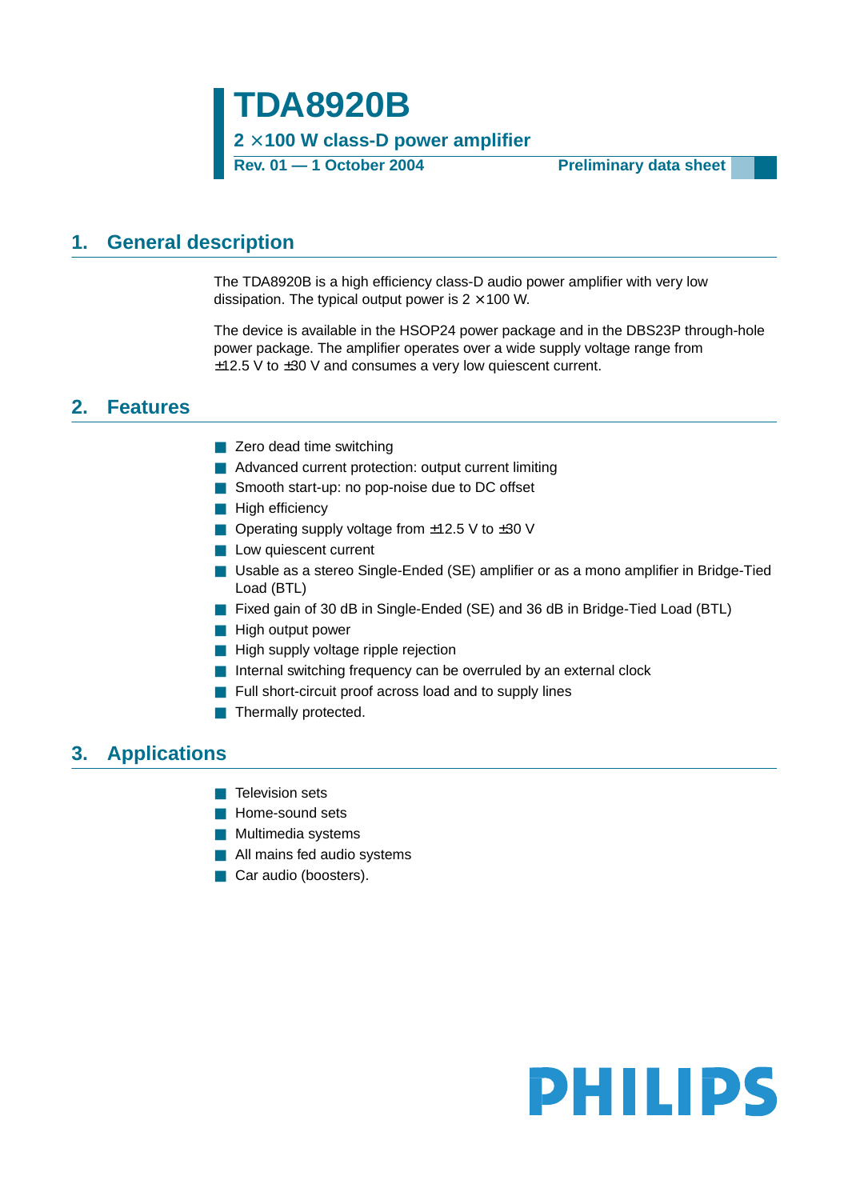# TDA8920B

**2 × 100 W class-D power amplifier**

**Rev. 01 — 1 October 2004** **Preliminary data sheet**

## 1. General description

The TDA8920B is a high efficiency class-D audio power amplifier with very low dissipation. The typical output power is 2 × 100 W.

The device is available in the HSOP24 power package and in the DBS23P through-hole power package. The amplifier operates over a wide supply voltage range from ±12.5 V to ±30 V and consumes a very low quiescent current.

## 2. Features

- Zero dead time switching
- Advanced current protection: output current limiting
- Smooth start-up: no pop-noise due to DC offset
- High efficiency
- Operating supply voltage from ±12.5 V to ±30 V
- Low quiescent current
- Usable as a stereo Single-Ended (SE) amplifier or as a mono amplifier in Bridge-Tied Load (BTL)
- Fixed gain of 30 dB in Single-Ended (SE) and 36 dB in Bridge-Tied Load (BTL)
- High output power
- High supply voltage ripple rejection
- Internal switching frequency can be overruled by an external clock
- Full short-circuit proof across load and to supply lines
- Thermally protected.

## 3. Applications

- Television sets
- Home-sound sets
- Multimedia systems
- All mains fed audio systems
- Car audio (boosters).

PHILIPS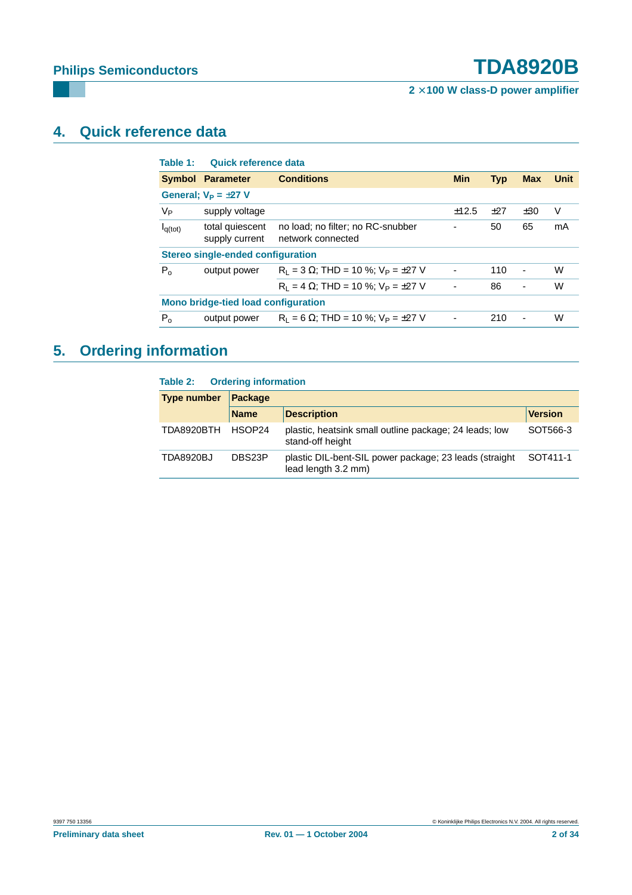## 4. Quick reference data

**Table 1: Quick reference data**

| Symbol | Parameter | Conditions | Min | Typ | Max | Unit |
|---|---|---|---|---|---|---|
| **General; $V_P$ = ±27 V** | | | | | | |
| $V_P$ | supply voltage | | ±12.5 | ±27 | ±30 | V |
| $I_{q(tot)}$ | total quiescent supply current | no load; no filter; no RC-snubber network connected | - | 50 | 65 | mA |
| **Stereo single-ended configuration** | | | | | | |
| $P_o$ | output power | $R_L$ = 3 Ω; THD = 10 %; $V_P$ = ±27 V | - | 110 | - | W |
| | | $R_L$ = 4 Ω; THD = 10 %; $V_P$ = ±27 V | - | 86 | - | W |
| **Mono bridge-tied load configuration** | | | | | | |
| $P_o$ | output power | $R_L$ = 6 Ω; THD = 10 %; $V_P$ = ±27 V | - | 210 | - | W |

## 5. Ordering information

**Table 2: Ordering information**

| Type number | Package | | |
|---|---|---|---|
| | **Name** | **Description** | **Version** |
| TDA8920BTH | HSOP24 | plastic, heatsink small outline package; 24 leads; low stand-off height | SOT566-3 |
| TDA8920BJ | DBS23P | plastic DIL-bent-SIL power package; 23 leads (straight lead length 3.2 mm) | SOT411-1 |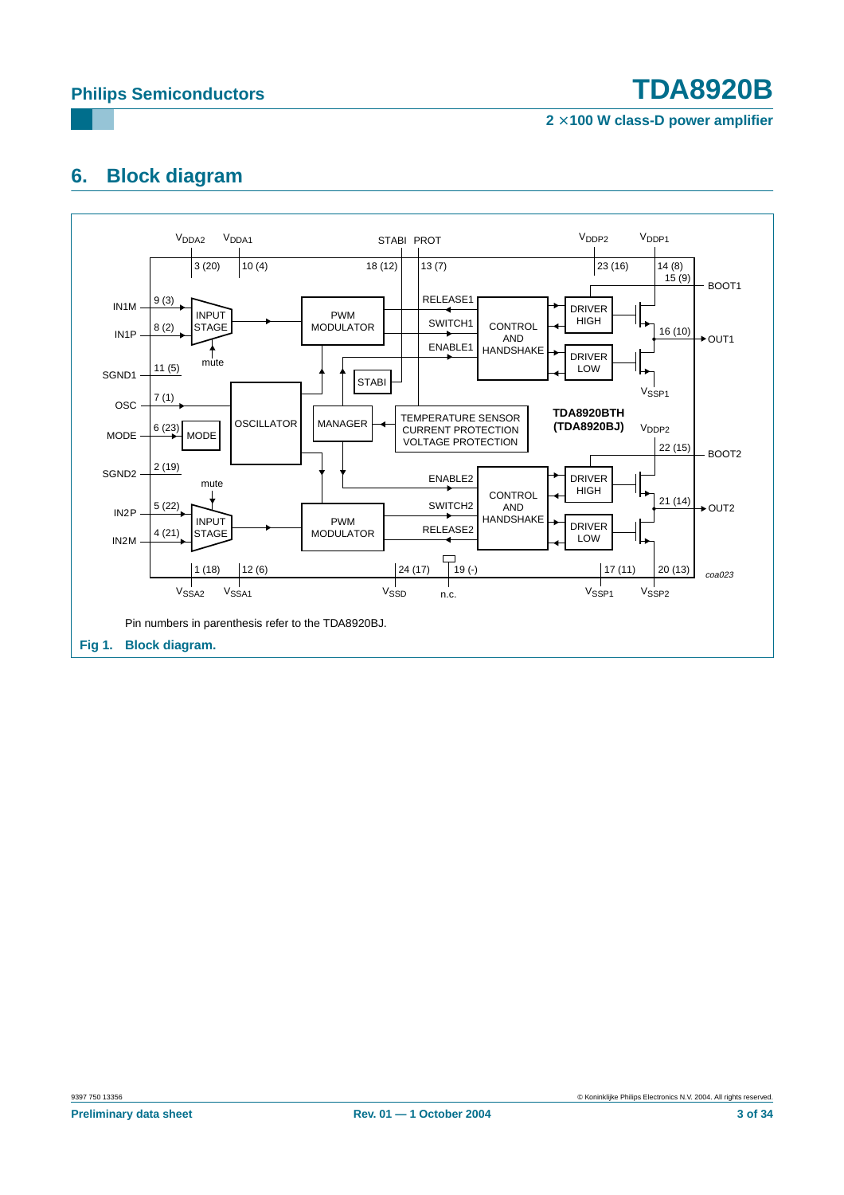## 6. Block diagram

Pin numbers in parenthesis refer to the TDA8920BJ.

**Fig 1. Block diagram.**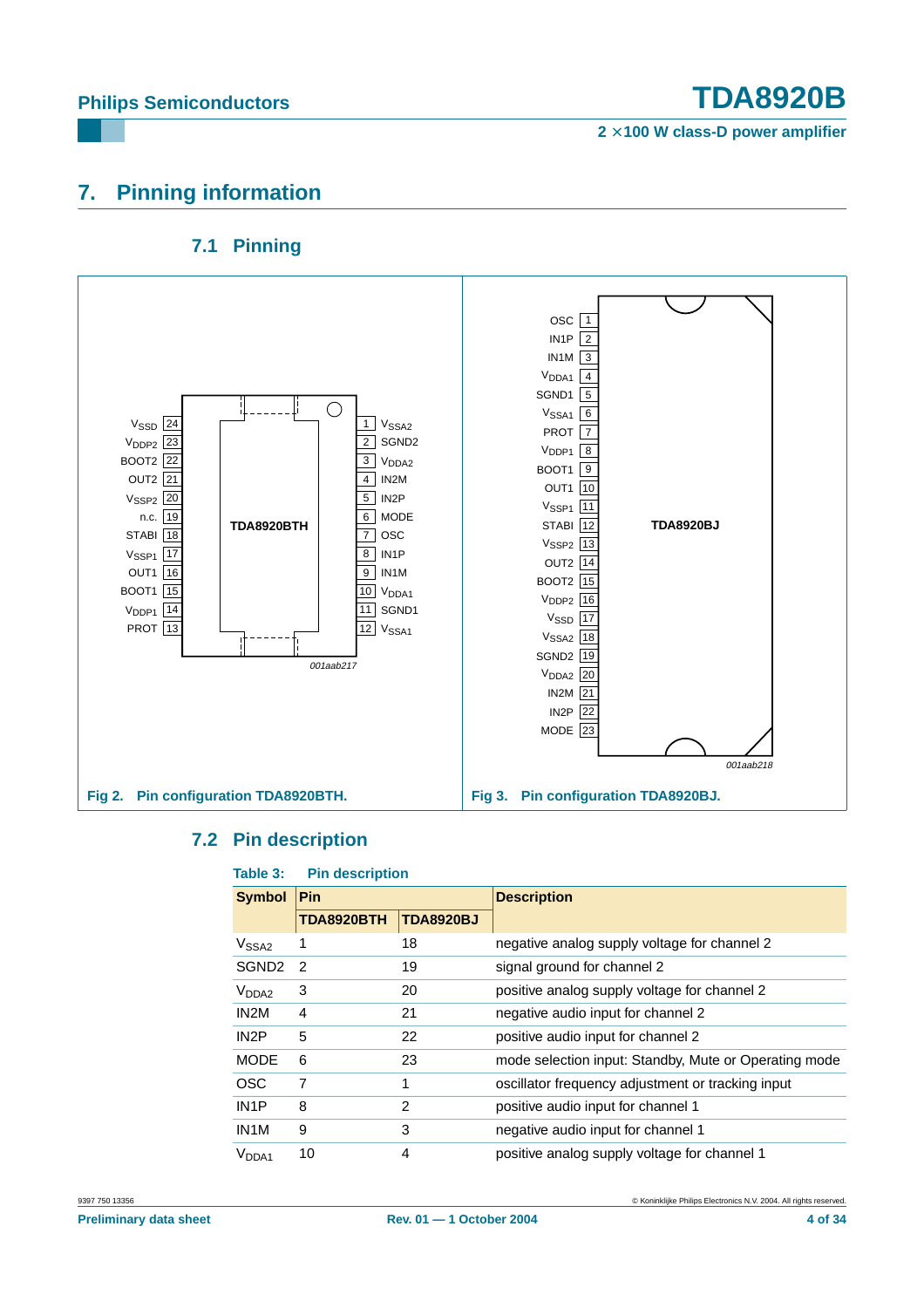## 7. Pinning information

### 7.1 Pinning

Fig 2. Pin configuration TDA8920BTH.

Fig 3. Pin configuration TDA8920BJ.

### 7.2 Pin description

**Table 3: Pin description**

| Symbol | Pin | | Description |
|---|---|---|---|
| | TDA8920BTH | TDA8920BJ | |
| $V_{SSA2}$ | 1 | 18 | negative analog supply voltage for channel 2 |
| SGND2 | 2 | 19 | signal ground for channel 2 |
| $V_{DDA2}$ | 3 | 20 | positive analog supply voltage for channel 2 |
| IN2M | 4 | 21 | negative audio input for channel 2 |
| IN2P | 5 | 22 | positive audio input for channel 2 |
| MODE | 6 | 23 | mode selection input: Standby, Mute or Operating mode |
| OSC | 7 | 1 | oscillator frequency adjustment or tracking input |
| IN1P | 8 | 2 | positive audio input for channel 1 |
| IN1M | 9 | 3 | negative audio input for channel 1 |
| $V_{DDA1}$ | 10 | 4 | positive analog supply voltage for channel 1 |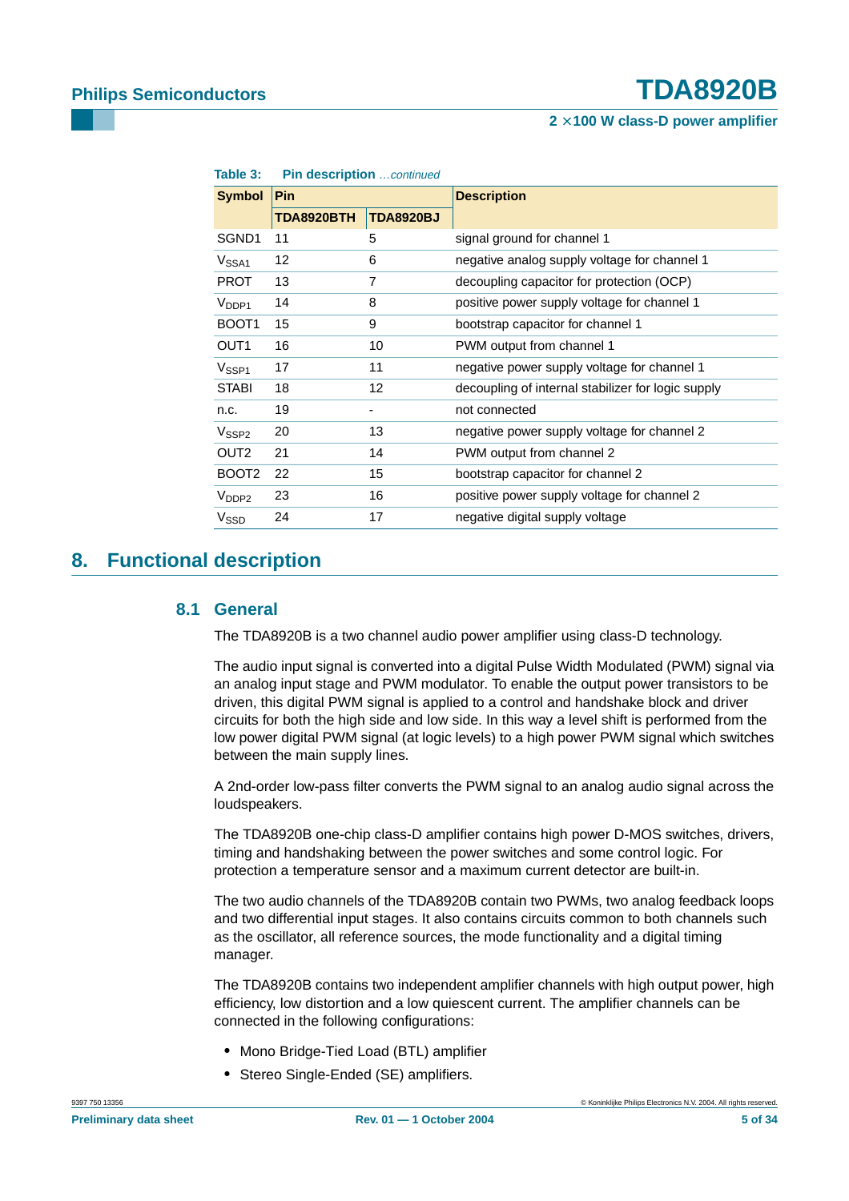**Table 3: Pin description** *…continued*

| Symbol | Pin | | Description |
|---|---|---|---|
| | TDA8920BTH | TDA8920BJ | |
| SGND1 | 11 | 5 | signal ground for channel 1 |
| $V_{SSA1}$ | 12 | 6 | negative analog supply voltage for channel 1 |
| PROT | 13 | 7 | decoupling capacitor for protection (OCP) |
| $V_{DDP1}$ | 14 | 8 | positive power supply voltage for channel 1 |
| BOOT1 | 15 | 9 | bootstrap capacitor for channel 1 |
| OUT1 | 16 | 10 | PWM output from channel 1 |
| $V_{SSP1}$ | 17 | 11 | negative power supply voltage for channel 1 |
| STABI | 18 | 12 | decoupling of internal stabilizer for logic supply |
| n.c. | 19 | - | not connected |
| $V_{SSP2}$ | 20 | 13 | negative power supply voltage for channel 2 |
| OUT2 | 21 | 14 | PWM output from channel 2 |
| BOOT2 | 22 | 15 | bootstrap capacitor for channel 2 |
| $V_{DDP2}$ | 23 | 16 | positive power supply voltage for channel 2 |
| $V_{SSD}$ | 24 | 17 | negative digital supply voltage |

# 8. Functional description

## 8.1 General

The TDA8920B is a two channel audio power amplifier using class-D technology.

The audio input signal is converted into a digital Pulse Width Modulated (PWM) signal via an analog input stage and PWM modulator. To enable the output power transistors to be driven, this digital PWM signal is applied to a control and handshake block and driver circuits for both the high side and low side. In this way a level shift is performed from the low power digital PWM signal (at logic levels) to a high power PWM signal which switches between the main supply lines.

A 2nd-order low-pass filter converts the PWM signal to an analog audio signal across the loudspeakers.

The TDA8920B one-chip class-D amplifier contains high power D-MOS switches, drivers, timing and handshaking between the power switches and some control logic. For protection a temperature sensor and a maximum current detector are built-in.

The two audio channels of the TDA8920B contain two PWMs, two analog feedback loops and two differential input stages. It also contains circuits common to both channels such as the oscillator, all reference sources, the mode functionality and a digital timing manager.

The TDA8920B contains two independent amplifier channels with high output power, high efficiency, low distortion and a low quiescent current. The amplifier channels can be connected in the following configurations:

- Mono Bridge-Tied Load (BTL) amplifier
- Stereo Single-Ended (SE) amplifiers.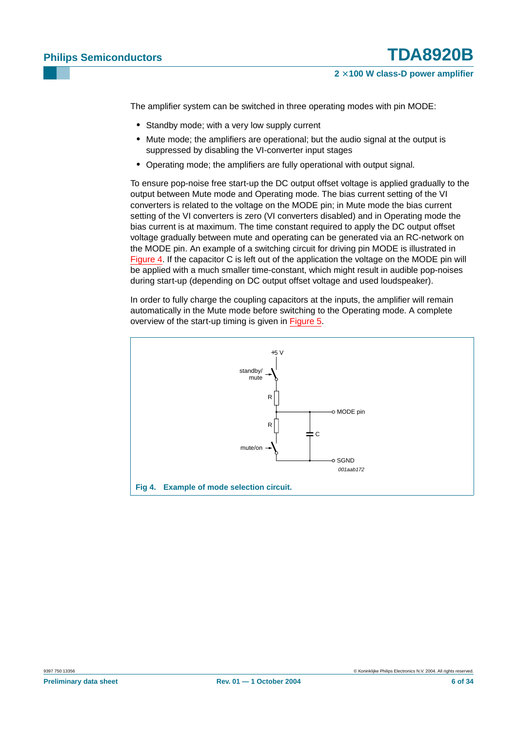The amplifier system can be switched in three operating modes with pin MODE:

- Standby mode; with a very low supply current
- Mute mode; the amplifiers are operational; but the audio signal at the output is suppressed by disabling the VI-converter input stages
- Operating mode; the amplifiers are fully operational with output signal.

To ensure pop-noise free start-up the DC output offset voltage is applied gradually to the output between Mute mode and Operating mode. The bias current setting of the VI converters is related to the voltage on the MODE pin; in Mute mode the bias current setting of the VI converters is zero (VI converters disabled) and in Operating mode the bias current is at maximum. The time constant required to apply the DC output offset voltage gradually between mute and operating can be generated via an RC-network on the MODE pin. An example of a switching circuit for driving pin MODE is illustrated in Figure 4. If the capacitor C is left out of the application the voltage on the MODE pin will be applied with a much smaller time-constant, which might result in audible pop-noises during start-up (depending on DC output offset voltage and used loudspeaker).

In order to fully charge the coupling capacitors at the inputs, the amplifier will remain automatically in the Mute mode before switching to the Operating mode. A complete overview of the start-up timing is given in Figure 5.

+5 V

standby/mute

R

MODE pin

R

C

mute/on

SGND

001aab172

**Fig 4. Example of mode selection circuit.**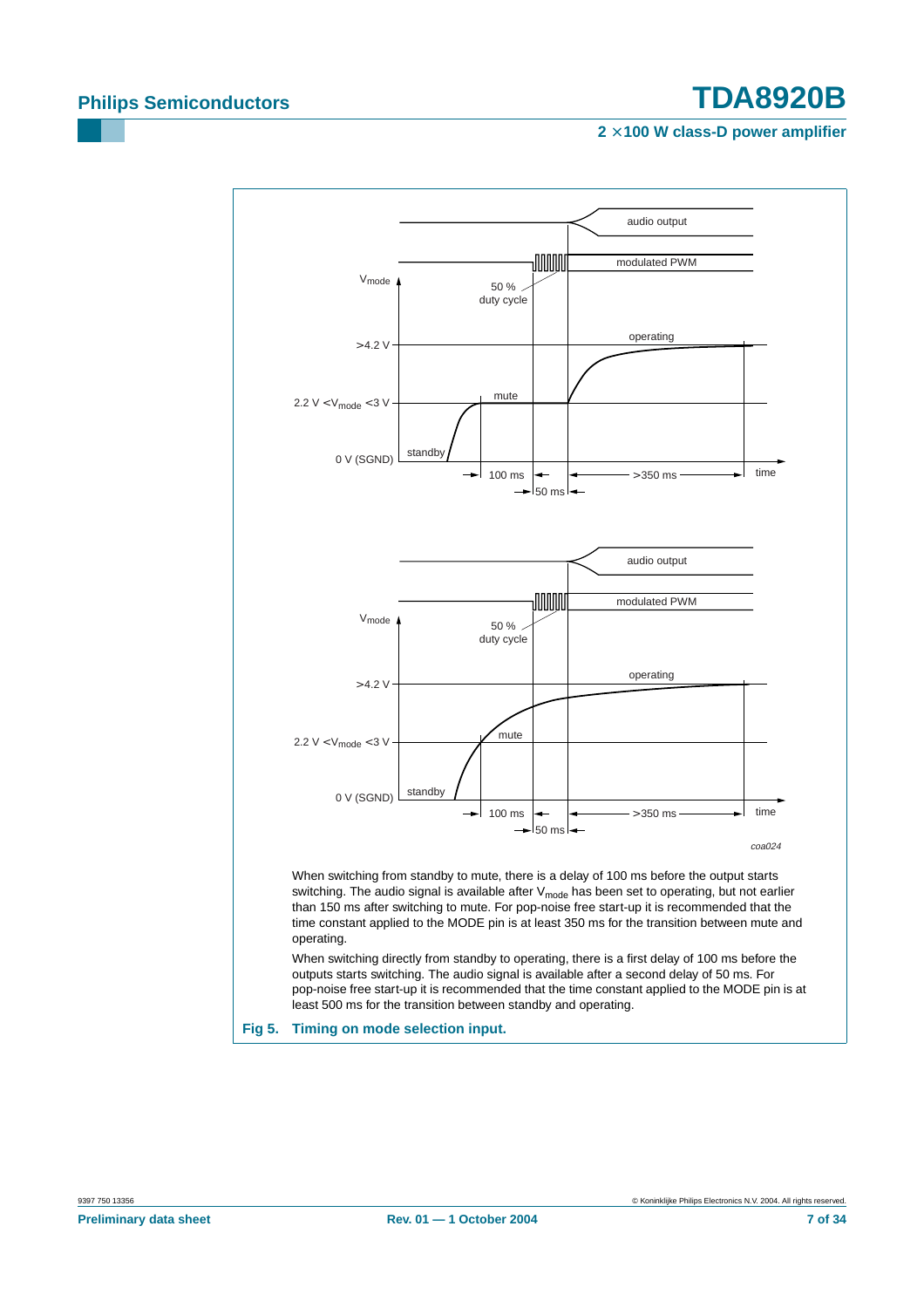When switching from standby to mute, there is a delay of 100 ms before the output starts switching. The audio signal is available after $V_{mode}$ has been set to operating, but not earlier than 150 ms after switching to mute. For pop-noise free start-up it is recommended that the time constant applied to the MODE pin is at least 350 ms for the transition between mute and operating.

When switching directly from standby to operating, there is a first delay of 100 ms before the outputs starts switching. The audio signal is available after a second delay of 50 ms. For pop-noise free start-up it is recommended that the time constant applied to the MODE pin is at least 500 ms for the transition between standby and operating.

**Fig 5. Timing on mode selection input.**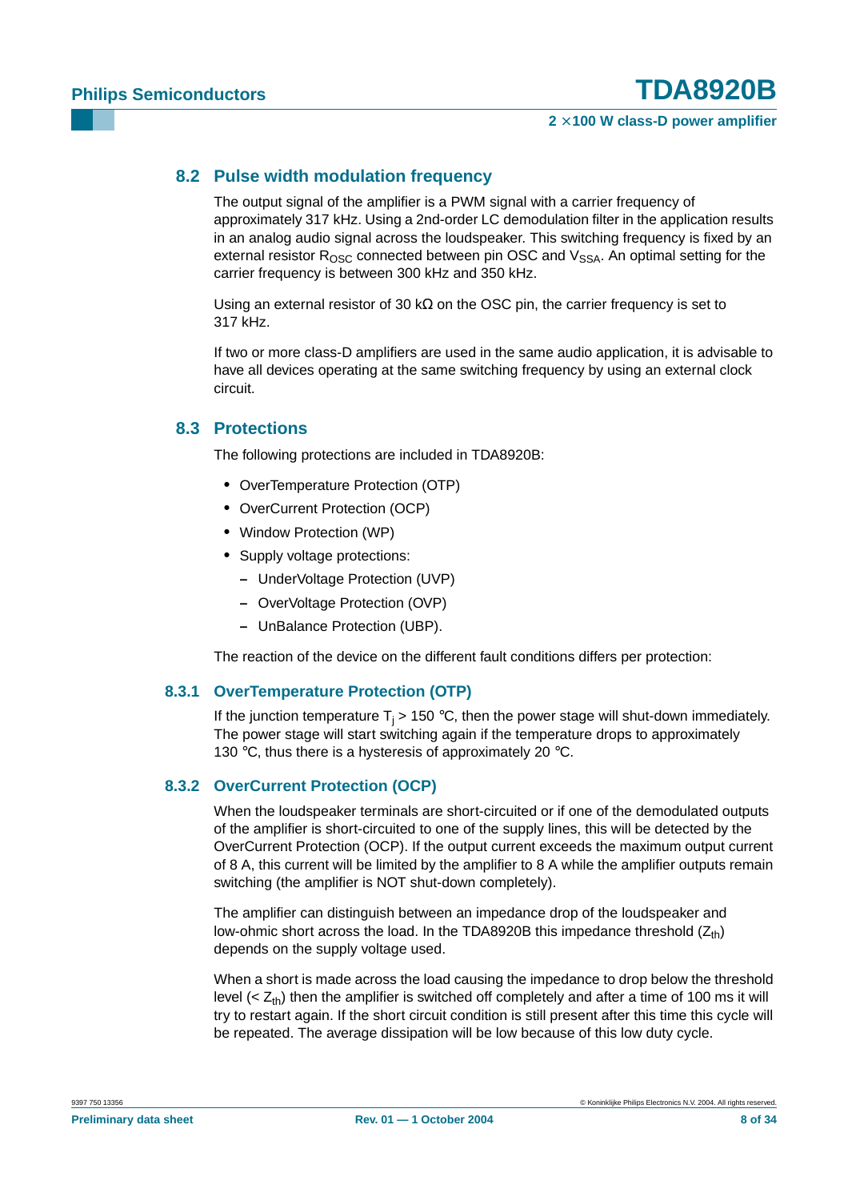## 8.2 Pulse width modulation frequency

The output signal of the amplifier is a PWM signal with a carrier frequency of approximately 317 kHz. Using a 2nd-order LC demodulation filter in the application results in an analog audio signal across the loudspeaker. This switching frequency is fixed by an external resistor $R_{OSC}$ connected between pin OSC and $V_{SSA}$. An optimal setting for the carrier frequency is between 300 kHz and 350 kHz.

Using an external resistor of 30 kΩ on the OSC pin, the carrier frequency is set to 317 kHz.

If two or more class-D amplifiers are used in the same audio application, it is advisable to have all devices operating at the same switching frequency by using an external clock circuit.

## 8.3 Protections

The following protections are included in TDA8920B:

- OverTemperature Protection (OTP)
- OverCurrent Protection (OCP)
- Window Protection (WP)
- Supply voltage protections:
  - UnderVoltage Protection (UVP)
  - OverVoltage Protection (OVP)
  - UnBalance Protection (UBP).

The reaction of the device on the different fault conditions differs per protection:

### 8.3.1 OverTemperature Protection (OTP)

If the junction temperature $T_j > 150$ °C, then the power stage will shut-down immediately. The power stage will start switching again if the temperature drops to approximately 130 °C, thus there is a hysteresis of approximately 20 °C.

### 8.3.2 OverCurrent Protection (OCP)

When the loudspeaker terminals are short-circuited or if one of the demodulated outputs of the amplifier is short-circuited to one of the supply lines, this will be detected by the OverCurrent Protection (OCP). If the output current exceeds the maximum output current of 8 A, this current will be limited by the amplifier to 8 A while the amplifier outputs remain switching (the amplifier is NOT shut-down completely).

The amplifier can distinguish between an impedance drop of the loudspeaker and low-ohmic short across the load. In the TDA8920B this impedance threshold ($Z_{th}$) depends on the supply voltage used.

When a short is made across the load causing the impedance to drop below the threshold level ($< Z_{th}$) then the amplifier is switched off completely and after a time of 100 ms it will try to restart again. If the short circuit condition is still present after this time this cycle will be repeated. The average dissipation will be low because of this low duty cycle.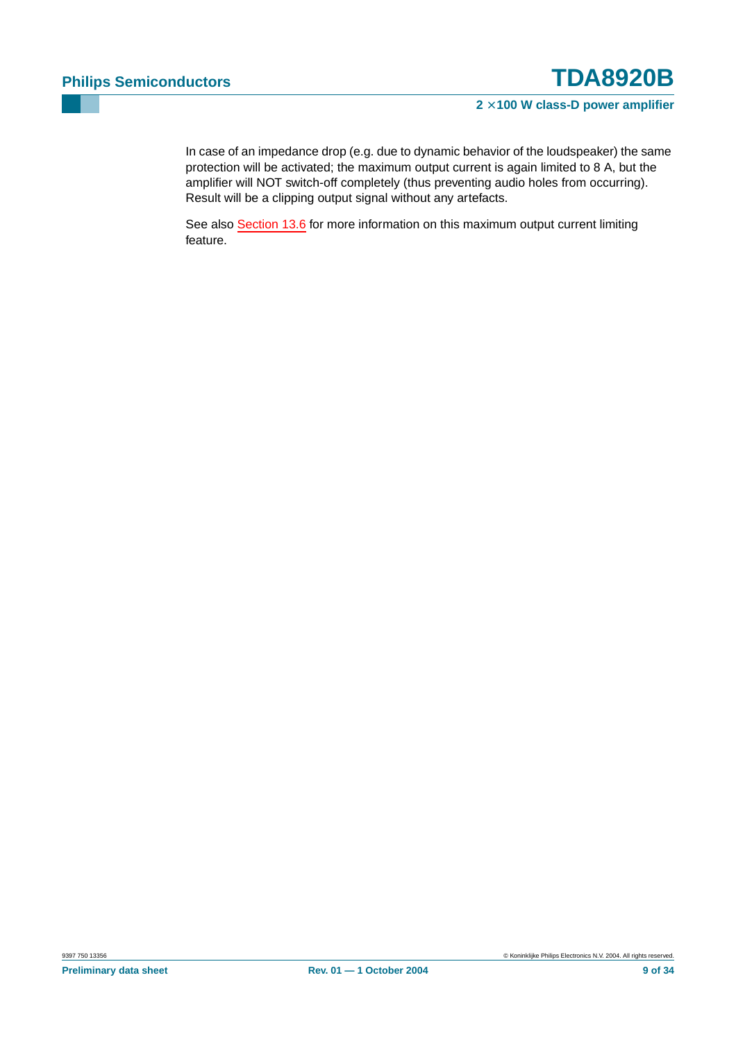In case of an impedance drop (e.g. due to dynamic behavior of the loudspeaker) the same protection will be activated; the maximum output current is again limited to 8 A, but the amplifier will NOT switch-off completely (thus preventing audio holes from occurring). Result will be a clipping output signal without any artefacts.

See also Section 13.6 for more information on this maximum output current limiting feature.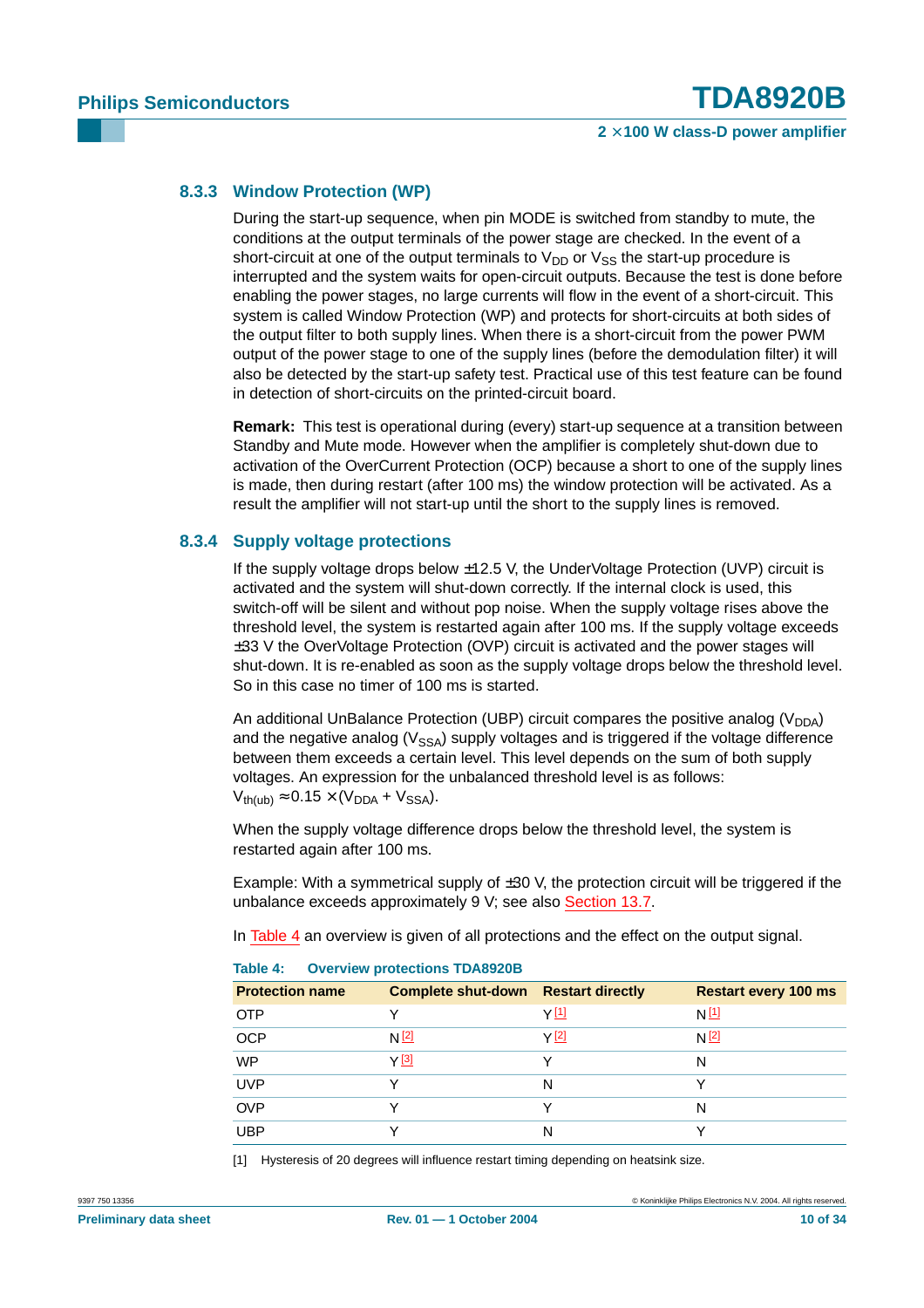### 8.3.3 Window Protection (WP)

During the start-up sequence, when pin MODE is switched from standby to mute, the conditions at the output terminals of the power stage are checked. In the event of a short-circuit at one of the output terminals to $V_{DD}$ or $V_{SS}$ the start-up procedure is interrupted and the system waits for open-circuit outputs. Because the test is done before enabling the power stages, no large currents will flow in the event of a short-circuit. This system is called Window Protection (WP) and protects for short-circuits at both sides of the output filter to both supply lines. When there is a short-circuit from the power PWM output of the power stage to one of the supply lines (before the demodulation filter) it will also be detected by the start-up safety test. Practical use of this test feature can be found in detection of short-circuits on the printed-circuit board.

**Remark:** This test is operational during (every) start-up sequence at a transition between Standby and Mute mode. However when the amplifier is completely shut-down due to activation of the OverCurrent Protection (OCP) because a short to one of the supply lines is made, then during restart (after 100 ms) the window protection will be activated. As a result the amplifier will not start-up until the short to the supply lines is removed.

### 8.3.4 Supply voltage protections

If the supply voltage drops below ±12.5 V, the UnderVoltage Protection (UVP) circuit is activated and the system will shut-down correctly. If the internal clock is used, this switch-off will be silent and without pop noise. When the supply voltage rises above the threshold level, the system is restarted again after 100 ms. If the supply voltage exceeds ±33 V the OverVoltage Protection (OVP) circuit is activated and the power stages will shut-down. It is re-enabled as soon as the supply voltage drops below the threshold level. So in this case no timer of 100 ms is started.

An additional UnBalance Protection (UBP) circuit compares the positive analog ($V_{DDA}$) and the negative analog ($V_{SSA}$) supply voltages and is triggered if the voltage difference between them exceeds a certain level. This level depends on the sum of both supply voltages. An expression for the unbalanced threshold level is as follows:
$V_{th(ub)} \approx 0.15 \times (V_{DDA} + V_{SSA})$.

When the supply voltage difference drops below the threshold level, the system is restarted again after 100 ms.

Example: With a symmetrical supply of ±30 V, the protection circuit will be triggered if the unbalance exceeds approximately 9 V; see also Section 13.7.

In Table 4 an overview is given of all protections and the effect on the output signal.

**Table 4: Overview protections TDA8920B**

| Protection name | Complete shut-down | Restart directly | Restart every 100 ms |
|---|---|---|---|
| OTP | Y | Y [1] | N [1] |
| OCP | N [2] | Y [2] | N [2] |
| WP | Y [3] | Y | N |
| UVP | Y | N | Y |
| OVP | Y | Y | N |
| UBP | Y | N | Y |

[1] Hysteresis of 20 degrees will influence restart timing depending on heatsink size.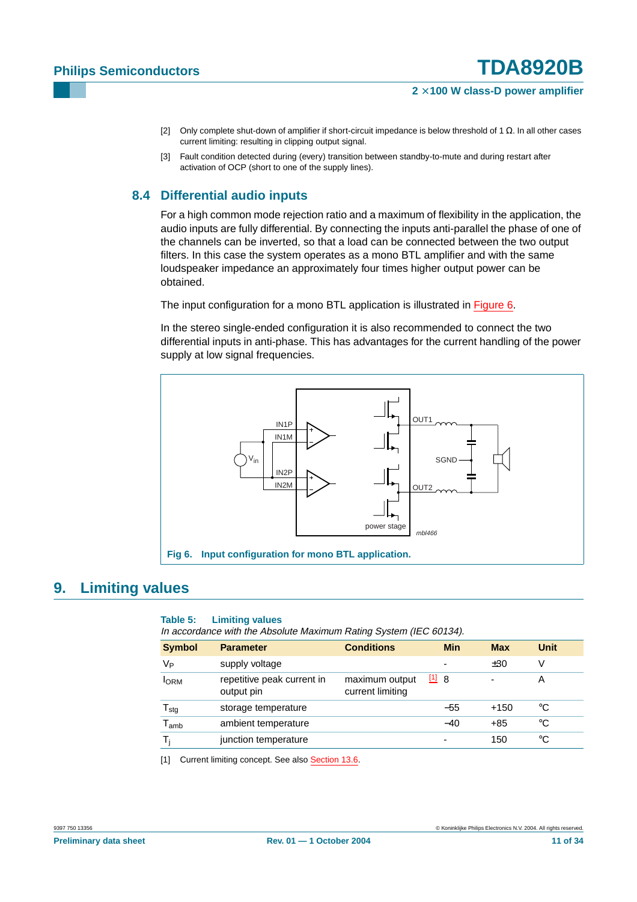[2] Only complete shut-down of amplifier if short-circuit impedance is below threshold of 1 Ω. In all other cases current limiting: resulting in clipping output signal.

[3] Fault condition detected during (every) transition between standby-to-mute and during restart after activation of OCP (short to one of the supply lines).

### 8.4 Differential audio inputs

For a high common mode rejection ratio and a maximum of flexibility in the application, the audio inputs are fully differential. By connecting the inputs anti-parallel the phase of one of the channels can be inverted, so that a load can be connected between the two output filters. In this case the system operates as a mono BTL amplifier and with the same loudspeaker impedance an approximately four times higher output power can be obtained.

The input configuration for a mono BTL application is illustrated in Figure 6.

In the stereo single-ended configuration it is also recommended to connect the two differential inputs in anti-phase. This has advantages for the current handling of the power supply at low signal frequencies.

**Fig 6. Input configuration for mono BTL application.**

## 9. Limiting values

**Table 5: Limiting values**

*In accordance with the Absolute Maximum Rating System (IEC 60134).*

| Symbol | Parameter | Conditions | Min | Max | Unit |
|---|---|---|---|---|---|
| $V_P$ | supply voltage | | - | ±30 | V |
| $I_{ORM}$ | repetitive peak current in output pin | maximum output current limiting [1] | 8 | - | A |
| $T_{stg}$ | storage temperature | | −55 | +150 | °C |
| $T_{amb}$ | ambient temperature | | −40 | +85 | °C |
| $T_j$ | junction temperature | | - | 150 | °C |

[1] Current limiting concept. See also Section 13.6.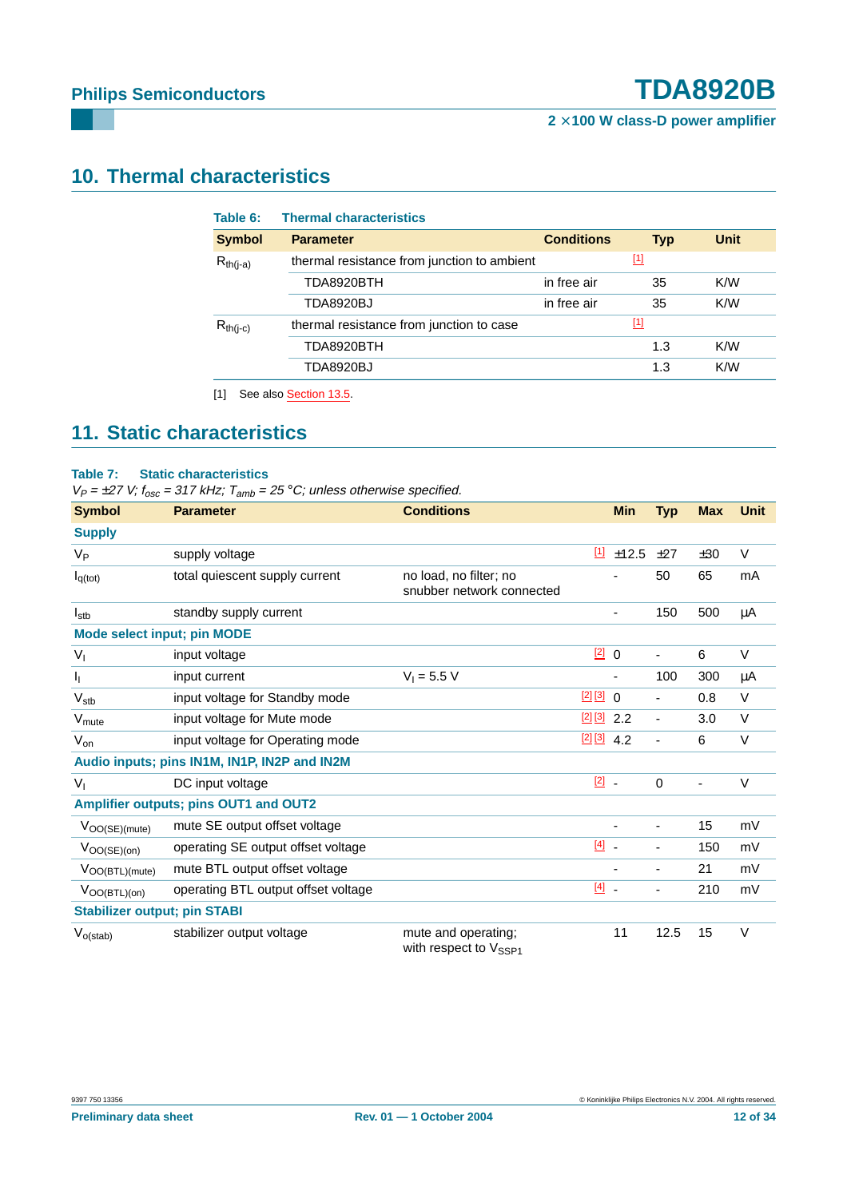## 10. Thermal characteristics

**Table 6: Thermal characteristics**

| Symbol | Parameter | Conditions | Typ | Unit |
|---|---|---|---|---|
| $R_{th(j-a)}$ | thermal resistance from junction to ambient | [1] | | |
| | TDA8920BTH | in free air | 35 | K/W |
| | TDA8920BJ | in free air | 35 | K/W |
| $R_{th(j-c)}$ | thermal resistance from junction to case | [1] | | |
| | TDA8920BTH | | 1.3 | K/W |
| | TDA8920BJ | | 1.3 | K/W |

[1] See also Section 13.5.

## 11. Static characteristics

**Table 7: Static characteristics**

*$V_P$ = ±27 V; $f_{osc}$ = 317 kHz; $T_{amb}$ = 25 °C; unless otherwise specified.*

| Symbol | Parameter | Conditions | | Min | Typ | Max | Unit |
|---|---|---|---|---|---|---|---|
| **Supply** | | | | | | | |
| $V_P$ | supply voltage | | [1] | ±12.5 | ±27 | ±30 | V |
| $I_{q(tot)}$ | total quiescent supply current | no load, no filter; no snubber network connected | | - | 50 | 65 | mA |
| $I_{stb}$ | standby supply current | | | - | 150 | 500 | µA |
| **Mode select input; pin MODE** | | | | | | | |
| $V_I$ | input voltage | | [2] | 0 | - | 6 | V |
| $I_I$ | input current | $V_I$ = 5.5 V | | - | 100 | 300 | µA |
| $V_{stb}$ | input voltage for Standby mode | | [2] [3] | 0 | - | 0.8 | V |
| $V_{mute}$ | input voltage for Mute mode | | [2] [3] | 2.2 | - | 3.0 | V |
| $V_{on}$ | input voltage for Operating mode | | [2] [3] | 4.2 | - | 6 | V |
| **Audio inputs; pins IN1M, IN1P, IN2P and IN2M** | | | | | | | |
| $V_I$ | DC input voltage | | [2] | - | 0 | - | V |
| **Amplifier outputs; pins OUT1 and OUT2** | | | | | | | |
| $V_{OO(SE)(mute)}$ | mute SE output offset voltage | | | - | - | 15 | mV |
| $V_{OO(SE)(on)}$ | operating SE output offset voltage | | [4] | - | - | 150 | mV |
| $V_{OO(BTL)(mute)}$ | mute BTL output offset voltage | | | - | - | 21 | mV |
| $V_{OO(BTL)(on)}$ | operating BTL output offset voltage | | [4] | - | - | 210 | mV |
| **Stabilizer output; pin STABI** | | | | | | | |
| $V_{o(stab)}$ | stabilizer output voltage | mute and operating; with respect to $V_{SSP1}$ | | 11 | 12.5 | 15 | V |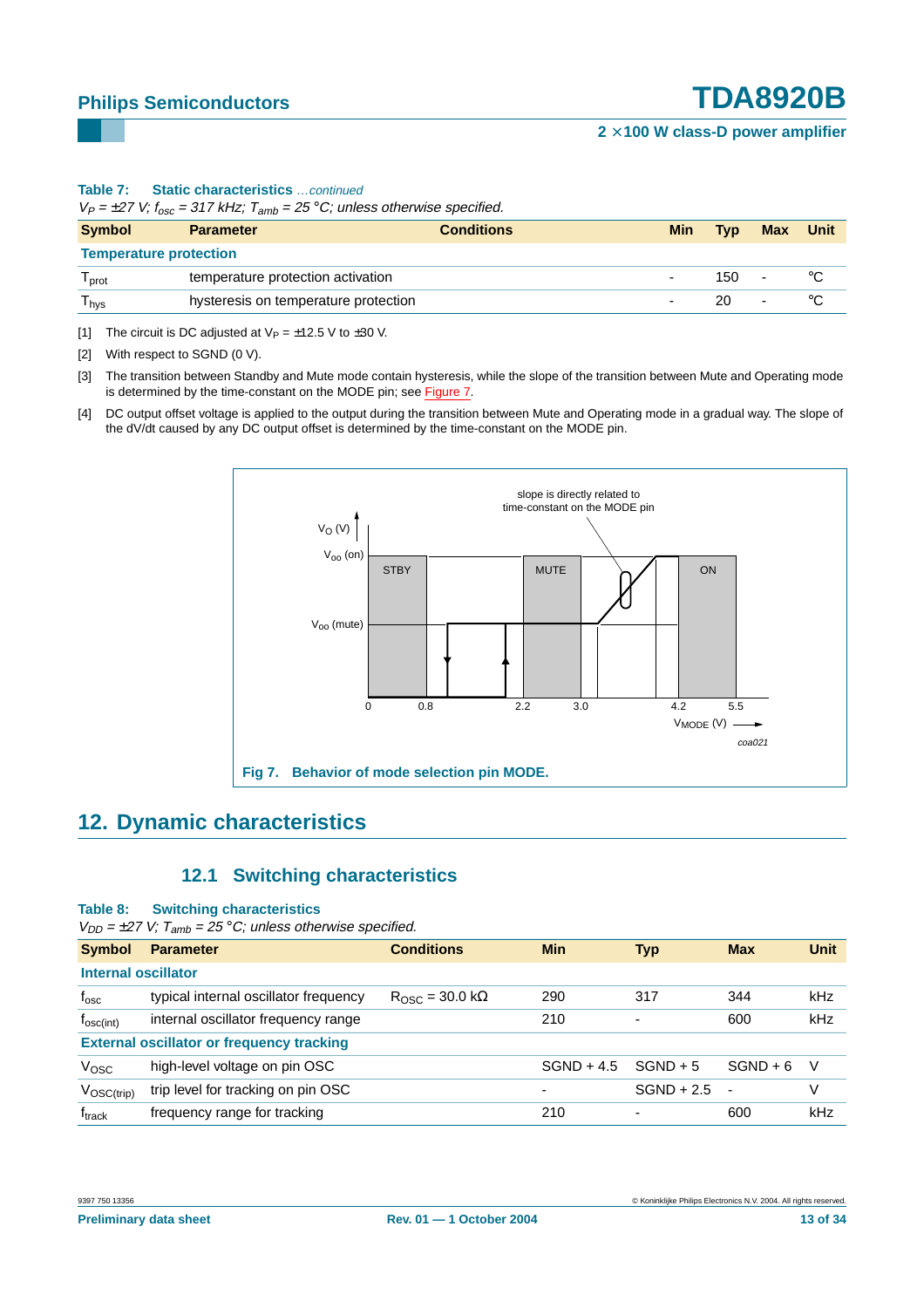**Table 7: Static characteristics** *…continued*

*$V_P$ = ±27 V; $f_{osc}$ = 317 kHz; $T_{amb}$ = 25 °C; unless otherwise specified.*

| Symbol | Parameter | Conditions | Min | Typ | Max | Unit |
|---|---|---|---|---|---|---|
| **Temperature protection** | | | | | | |
| $T_{prot}$ | temperature protection activation | | - | 150 | - | °C |
| $T_{hys}$ | hysteresis on temperature protection | | - | 20 | - | °C |

[1] The circuit is DC adjusted at $V_P$ = ±12.5 V to ±30 V.

[2] With respect to SGND (0 V).

[3] The transition between Standby and Mute mode contain hysteresis, while the slope of the transition between Mute and Operating mode is determined by the time-constant on the MODE pin; see Figure 7.

[4] DC output offset voltage is applied to the output during the transition between Mute and Operating mode in a gradual way. The slope of the dV/dt caused by any DC output offset is determined by the time-constant on the MODE pin.

**Fig 7. Behavior of mode selection pin MODE.**

## 12. Dynamic characteristics

### 12.1 Switching characteristics

**Table 8: Switching characteristics**

*$V_{DD}$ = ±27 V; $T_{amb}$ = 25 °C; unless otherwise specified.*

| Symbol | Parameter | Conditions | Min | Typ | Max | Unit |
|---|---|---|---|---|---|---|
| **Internal oscillator** | | | | | | |
| $f_{osc}$ | typical internal oscillator frequency | $R_{OSC}$ = 30.0 kΩ | 290 | 317 | 344 | kHz |
| $f_{osc(int)}$ | internal oscillator frequency range | | 210 | - | 600 | kHz |
| **External oscillator or frequency tracking** | | | | | | |
| $V_{OSC}$ | high-level voltage on pin OSC | | SGND + 4.5 | SGND + 5 | SGND + 6 | V |
| $V_{OSC(trip)}$ | trip level for tracking on pin OSC | | - | SGND + 2.5 | - | V |
| $f_{track}$ | frequency range for tracking | | 210 | - | 600 | kHz |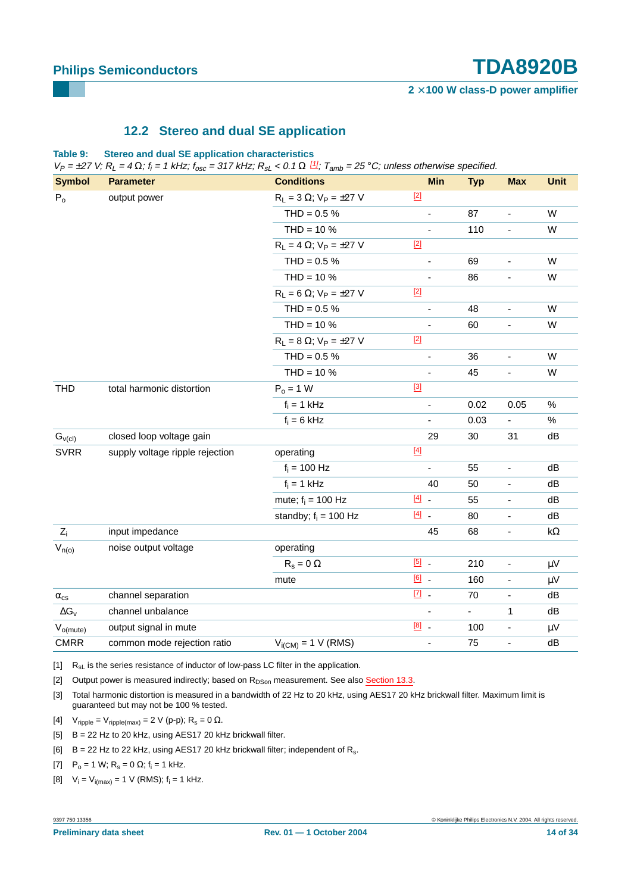## 12.2 Stereo and dual SE application

**Table 9: Stereo and dual SE application characteristics**

*$V_P$ = ±27 V; $R_L$ = 4 Ω; $f_i$ = 1 kHz; $f_{osc}$ = 317 kHz; $R_{sL}$ < 0.1 Ω [1]; $T_{amb}$ = 25 °C; unless otherwise specified.*

| Symbol | Parameter | Conditions | | Min | Typ | Max | Unit |
|---|---|---|---|---|---|---|---|
| $P_o$ | output power | $R_L$ = 3 Ω; $V_P$ = ±27 V | [2] | | | | |
| | | THD = 0.5 % | | - | 87 | - | W |
| | | THD = 10 % | | - | 110 | - | W |
| | | $R_L$ = 4 Ω; $V_P$ = ±27 V | [2] | | | | |
| | | THD = 0.5 % | | - | 69 | - | W |
| | | THD = 10 % | | - | 86 | - | W |
| | | $R_L$ = 6 Ω; $V_P$ = ±27 V | [2] | | | | |
| | | THD = 0.5 % | | - | 48 | - | W |
| | | THD = 10 % | | - | 60 | - | W |
| | | $R_L$ = 8 Ω; $V_P$ = ±27 V | [2] | | | | |
| | | THD = 0.5 % | | - | 36 | - | W |
| | | THD = 10 % | | - | 45 | - | W |
| THD | total harmonic distortion | $P_o$ = 1 W | [3] | | | | |
| | | $f_i$ = 1 kHz | | - | 0.02 | 0.05 | % |
| | | $f_i$ = 6 kHz | | - | 0.03 | - | % |
| $G_{v(cl)}$ | closed loop voltage gain | | | 29 | 30 | 31 | dB |
| SVRR | supply voltage ripple rejection | operating | [4] | | | | |
| | | $f_i$ = 100 Hz | | - | 55 | - | dB |
| | | $f_i$ = 1 kHz | | 40 | 50 | - | dB |
| | | mute; $f_i$ = 100 Hz | [4] | - | 55 | - | dB |
| | | standby; $f_i$ = 100 Hz | [4] | - | 80 | - | dB |
| $Z_i$ | input impedance | | | 45 | 68 | - | kΩ |
| $V_{n(o)}$ | noise output voltage | operating | | | | | |
| | | $R_s$ = 0 Ω | [5] | - | 210 | - | μV |
| | | mute | [6] | - | 160 | - | μV |
| $\alpha_{cs}$ | channel separation | | [7] | - | 70 | - | dB |
| $\Delta G_v$ | channel unbalance | | | - | - | 1 | dB |
| $V_{o(mute)}$ | output signal in mute | | [8] | - | 100 | - | μV |
| CMRR | common mode rejection ratio | $V_{i(CM)}$ = 1 V (RMS) | | - | 75 | - | dB |

[1] $R_{sL}$ is the series resistance of inductor of low-pass LC filter in the application.

[2] Output power is measured indirectly; based on $R_{DSon}$ measurement. See also Section 13.3.

[3] Total harmonic distortion is measured in a bandwidth of 22 Hz to 20 kHz, using AES17 20 kHz brickwall filter. Maximum limit is guaranteed but may not be 100 % tested.

[4] $V_{ripple} = V_{ripple(max)}$ = 2 V (p-p); $R_s$ = 0 Ω.

[5] B = 22 Hz to 20 kHz, using AES17 20 kHz brickwall filter.

[6] B = 22 Hz to 22 kHz, using AES17 20 kHz brickwall filter; independent of $R_s$.

[7] $P_o$ = 1 W; $R_s$ = 0 Ω; $f_i$ = 1 kHz.

[8] $V_i = V_{i(max)}$ = 1 V (RMS); $f_i$ = 1 kHz.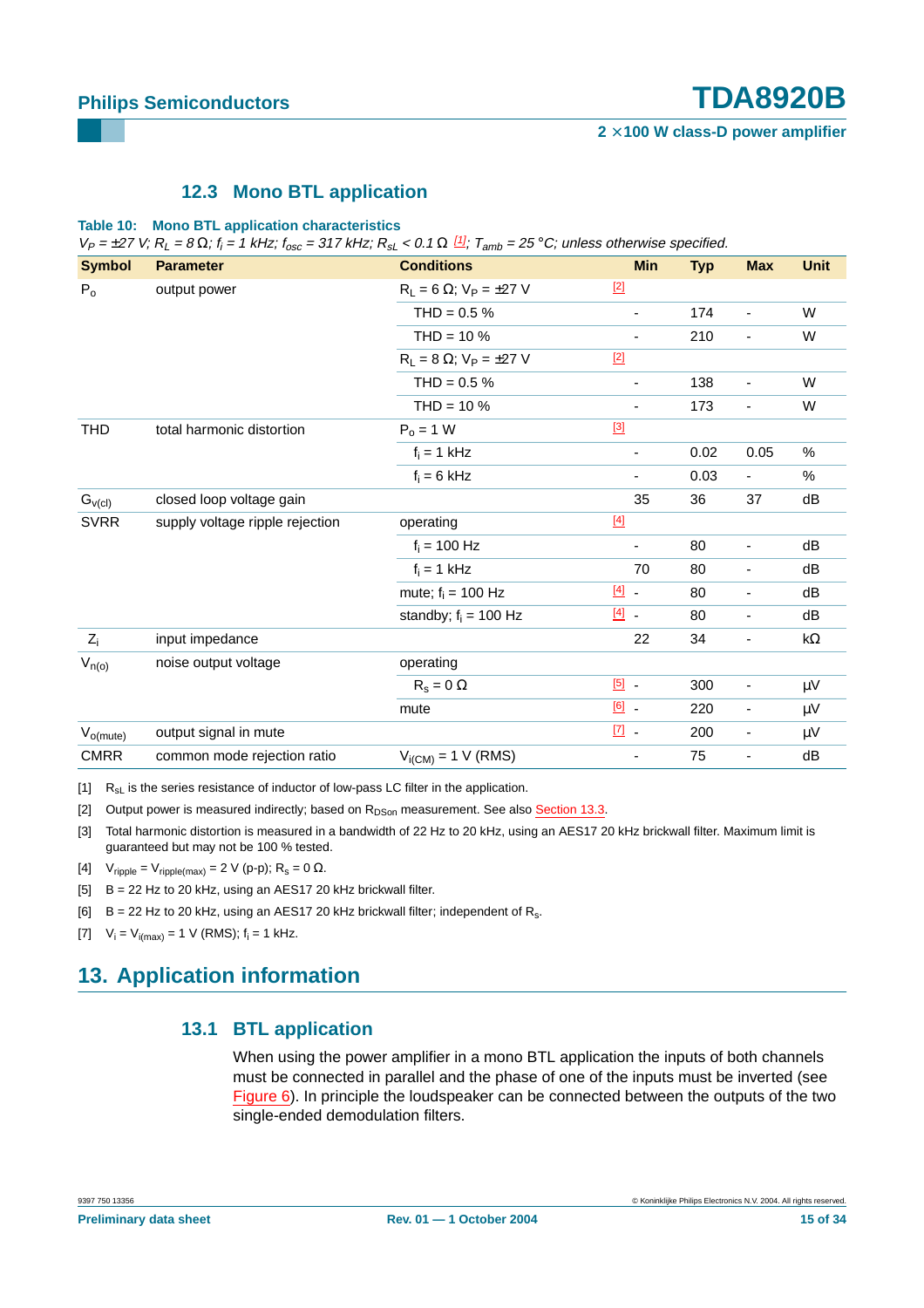### 12.3 Mono BTL application

**Table 10: Mono BTL application characteristics**

*$V_P$ = ±27 V; $R_L$ = 8 Ω; $f_i$ = 1 kHz; $f_{osc}$ = 317 kHz; $R_{sL}$ < 0.1 Ω [1]; $T_{amb}$ = 25 °C; unless otherwise specified.*

| Symbol | Parameter | Conditions | | Min | Typ | Max | Unit |
|---|---|---|---|---|---|---|---|
| $P_o$ | output power | $R_L$ = 6 Ω; $V_P$ = ±27 V | [2] | | | | |
| | | THD = 0.5 % | | - | 174 | - | W |
| | | THD = 10 % | | - | 210 | - | W |
| | | $R_L$ = 8 Ω; $V_P$ = ±27 V | [2] | | | | |
| | | THD = 0.5 % | | - | 138 | - | W |
| | | THD = 10 % | | - | 173 | - | W |
| THD | total harmonic distortion | $P_o$ = 1 W | [3] | | | | |
| | | $f_i$ = 1 kHz | | - | 0.02 | 0.05 | % |
| | | $f_i$ = 6 kHz | | - | 0.03 | - | % |
| $G_{v(cl)}$ | closed loop voltage gain | | | 35 | 36 | 37 | dB |
| SVRR | supply voltage ripple rejection | operating | [4] | | | | |
| | | $f_i$ = 100 Hz | | - | 80 | - | dB |
| | | $f_i$ = 1 kHz | | 70 | 80 | - | dB |
| | | mute; $f_i$ = 100 Hz | [4] | - | 80 | - | dB |
| | | standby; $f_i$ = 100 Hz | [4] | - | 80 | - | dB |
| $Z_i$ | input impedance | | | 22 | 34 | - | kΩ |
| $V_{n(o)}$ | noise output voltage | operating | | | | | |
| | | $R_s$ = 0 Ω | [5] | - | 300 | - | μV |
| | | mute | [6] | - | 220 | - | μV |
| $V_{o(mute)}$ | output signal in mute | | [7] | - | 200 | - | μV |
| CMRR | common mode rejection ratio | $V_{i(CM)}$ = 1 V (RMS) | | - | 75 | - | dB |

[1] $R_{sL}$ is the series resistance of inductor of low-pass LC filter in the application.

[2] Output power is measured indirectly; based on $R_{DSon}$ measurement. See also Section 13.3.

[3] Total harmonic distortion is measured in a bandwidth of 22 Hz to 20 kHz, using an AES17 20 kHz brickwall filter. Maximum limit is guaranteed but may not be 100 % tested.

[4] $V_{ripple} = V_{ripple(max)}$ = 2 V (p-p); $R_s$ = 0 Ω.

[5] B = 22 Hz to 20 kHz, using an AES17 20 kHz brickwall filter.

[6] B = 22 Hz to 20 kHz, using an AES17 20 kHz brickwall filter; independent of $R_s$.

[7] $V_i = V_{i(max)}$ = 1 V (RMS); $f_i$ = 1 kHz.

## 13. Application information

### 13.1 BTL application

When using the power amplifier in a mono BTL application the inputs of both channels must be connected in parallel and the phase of one of the inputs must be inverted (see Figure 6). In principle the loudspeaker can be connected between the outputs of the two single-ended demodulation filters.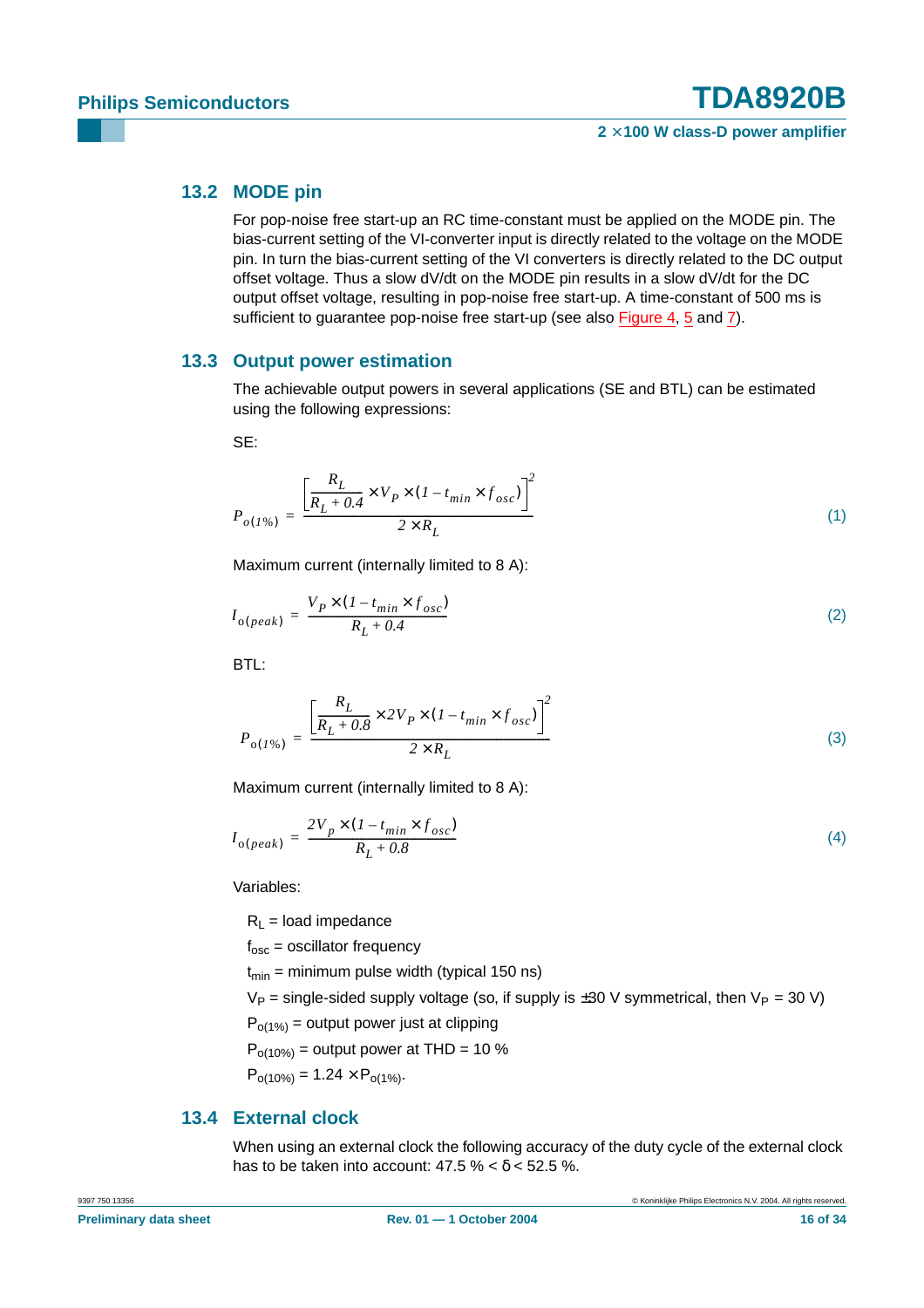### 13.2 MODE pin

For pop-noise free start-up an RC time-constant must be applied on the MODE pin. The bias-current setting of the VI-converter input is directly related to the voltage on the MODE pin. In turn the bias-current setting of the VI converters is directly related to the DC output offset voltage. Thus a slow dV/dt on the MODE pin results in a slow dV/dt for the DC output offset voltage, resulting in pop-noise free start-up. A time-constant of 500 ms is sufficient to guarantee pop-noise free start-up (see also Figure 4, 5 and 7).

### 13.3 Output power estimation

The achievable output powers in several applications (SE and BTL) can be estimated using the following expressions:

SE:

$$P_{o(1\%)} = \frac{\left[\frac{R_L}{R_L + 0.4} \times V_P \times (1 - t_{min} \times f_{osc})\right]^2}{2 \times R_L} \tag{1}$$

Maximum current (internally limited to 8 A):

$$I_{o(peak)} = \frac{V_P \times (1 - t_{min} \times f_{osc})}{R_L + 0.4} \tag{2}$$

BTL:

$$P_{o(1\%)} = \frac{\left[\frac{R_L}{R_L + 0.8} \times 2V_P \times (1 - t_{min} \times f_{osc})\right]^2}{2 \times R_L} \tag{3}$$

Maximum current (internally limited to 8 A):

$$I_{o(peak)} = \frac{2V_p \times (1 - t_{min} \times f_{osc})}{R_L + 0.8} \tag{4}$$

Variables:

- $R_L$ = load impedance
- $f_{osc}$ = oscillator frequency
- $t_{min}$ = minimum pulse width (typical 150 ns)
- $V_P$ = single-sided supply voltage (so, if supply is ±30 V symmetrical, then $V_P$ = 30 V)
- $P_{o(1\%)}$ = output power just at clipping
- $P_{o(10\%)}$ = output power at THD = 10 %
- $P_{o(10\%)} = 1.24 \times P_{o(1\%)}$.

### 13.4 External clock

When using an external clock the following accuracy of the duty cycle of the external clock has to be taken into account: 47.5 % < δ < 52.5 %.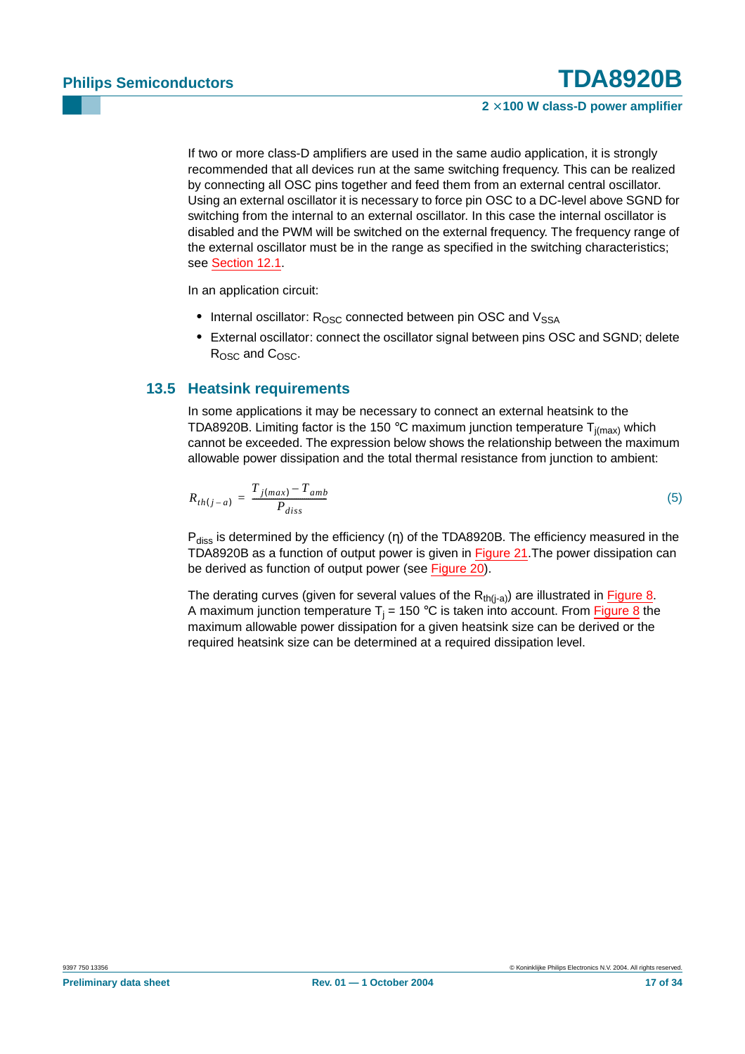If two or more class-D amplifiers are used in the same audio application, it is strongly recommended that all devices run at the same switching frequency. This can be realized by connecting all OSC pins together and feed them from an external central oscillator. Using an external oscillator it is necessary to force pin OSC to a DC-level above SGND for switching from the internal to an external oscillator. In this case the internal oscillator is disabled and the PWM will be switched on the external frequency. The frequency range of the external oscillator must be in the range as specified in the switching characteristics; see Section 12.1.

In an application circuit:

- Internal oscillator: $R_{OSC}$ connected between pin OSC and $V_{SSA}$
- External oscillator: connect the oscillator signal between pins OSC and SGND; delete $R_{OSC}$ and $C_{OSC}$.

## 13.5 Heatsink requirements

In some applications it may be necessary to connect an external heatsink to the TDA8920B. Limiting factor is the 150 °C maximum junction temperature $T_{j(max)}$ which cannot be exceeded. The expression below shows the relationship between the maximum allowable power dissipation and the total thermal resistance from junction to ambient:

$$R_{th(j-a)} = \frac{T_{j(max)} - T_{amb}}{P_{diss}} \quad (5)$$

$P_{diss}$ is determined by the efficiency (η) of the TDA8920B. The efficiency measured in the TDA8920B as a function of output power is given in Figure 21.The power dissipation can be derived as function of output power (see Figure 20).

The derating curves (given for several values of the $R_{th(j-a)}$) are illustrated in Figure 8. A maximum junction temperature $T_j$ = 150 °C is taken into account. From Figure 8 the maximum allowable power dissipation for a given heatsink size can be derived or the required heatsink size can be determined at a required dissipation level.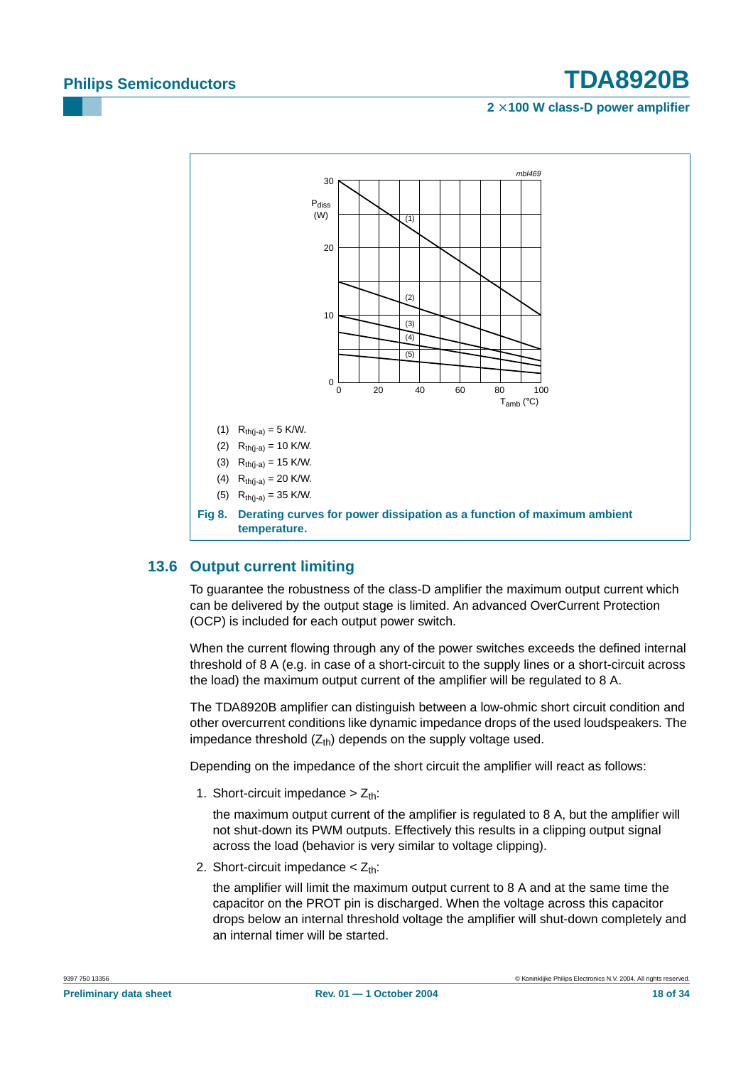(1) $R_{th(j-a)}$ = 5 K/W.

(2) $R_{th(j-a)}$ = 10 K/W.

(3) $R_{th(j-a)}$ = 15 K/W.

(4) $R_{th(j-a)}$ = 20 K/W.

(5) $R_{th(j-a)}$ = 35 K/W.

**Fig 8. Derating curves for power dissipation as a function of maximum ambient temperature.**

## 13.6 Output current limiting

To guarantee the robustness of the class-D amplifier the maximum output current which can be delivered by the output stage is limited. An advanced OverCurrent Protection (OCP) is included for each output power switch.

When the current flowing through any of the power switches exceeds the defined internal threshold of 8 A (e.g. in case of a short-circuit to the supply lines or a short-circuit across the load) the maximum output current of the amplifier will be regulated to 8 A.

The TDA8920B amplifier can distinguish between a low-ohmic short circuit condition and other overcurrent conditions like dynamic impedance drops of the used loudspeakers. The impedance threshold ($Z_{th}$) depends on the supply voltage used.

Depending on the impedance of the short circuit the amplifier will react as follows:

1. Short-circuit impedance > $Z_{th}$:

   the maximum output current of the amplifier is regulated to 8 A, but the amplifier will not shut-down its PWM outputs. Effectively this results in a clipping output signal across the load (behavior is very similar to voltage clipping).

2. Short-circuit impedance < $Z_{th}$:

   the amplifier will limit the maximum output current to 8 A and at the same time the capacitor on the PROT pin is discharged. When the voltage across this capacitor drops below an internal threshold voltage the amplifier will shut-down completely and an internal timer will be started.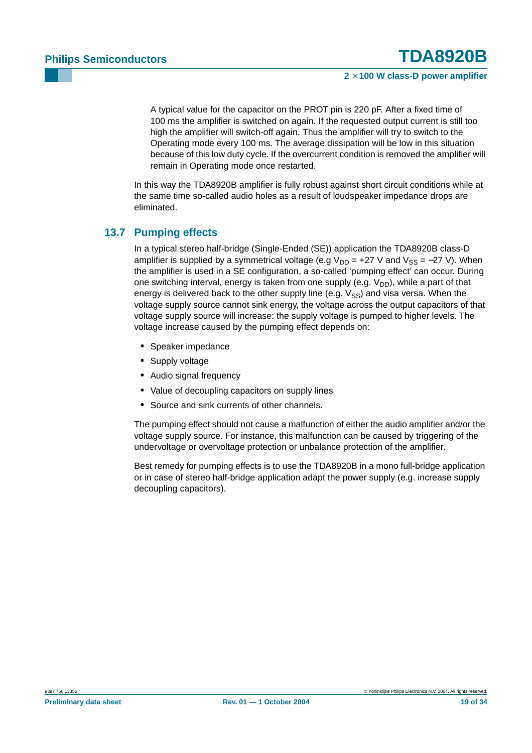A typical value for the capacitor on the PROT pin is 220 pF. After a fixed time of 100 ms the amplifier is switched on again. If the requested output current is still too high the amplifier will switch-off again. Thus the amplifier will try to switch to the Operating mode every 100 ms. The average dissipation will be low in this situation because of this low duty cycle. If the overcurrent condition is removed the amplifier will remain in Operating mode once restarted.

In this way the TDA8920B amplifier is fully robust against short circuit conditions while at the same time so-called audio holes as a result of loudspeaker impedance drops are eliminated.

## 13.7 Pumping effects

In a typical stereo half-bridge (Single-Ended (SE)) application the TDA8920B class-D amplifier is supplied by a symmetrical voltage (e.g $V_{DD}$ = +27 V and $V_{SS}$ = −27 V). When the amplifier is used in a SE configuration, a so-called 'pumping effect' can occur. During one switching interval, energy is taken from one supply (e.g. $V_{DD}$), while a part of that energy is delivered back to the other supply line (e.g. $V_{SS}$) and visa versa. When the voltage supply source cannot sink energy, the voltage across the output capacitors of that voltage supply source will increase: the supply voltage is pumped to higher levels. The voltage increase caused by the pumping effect depends on:

- Speaker impedance
- Supply voltage
- Audio signal frequency
- Value of decoupling capacitors on supply lines
- Source and sink currents of other channels.

The pumping effect should not cause a malfunction of either the audio amplifier and/or the voltage supply source. For instance, this malfunction can be caused by triggering of the undervoltage or overvoltage protection or unbalance protection of the amplifier.

Best remedy for pumping effects is to use the TDA8920B in a mono full-bridge application or in case of stereo half-bridge application adapt the power supply (e.g. increase supply decoupling capacitors).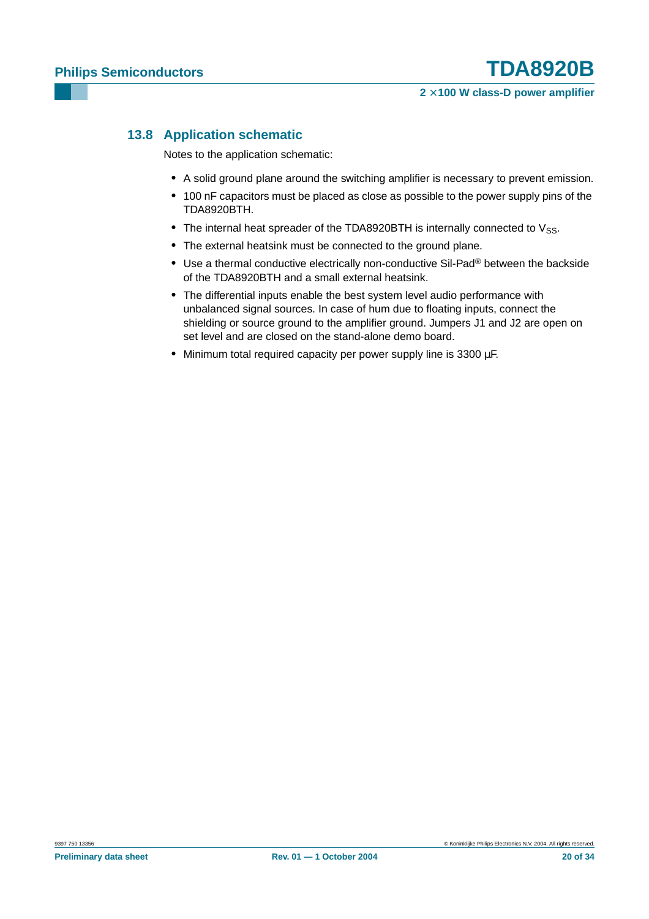### 13.8 Application schematic

Notes to the application schematic:

- A solid ground plane around the switching amplifier is necessary to prevent emission.
- 100 nF capacitors must be placed as close as possible to the power supply pins of the TDA8920BTH.
- The internal heat spreader of the TDA8920BTH is internally connected to $V_{SS}$.
- The external heatsink must be connected to the ground plane.
- Use a thermal conductive electrically non-conductive Sil-Pad® between the backside of the TDA8920BTH and a small external heatsink.
- The differential inputs enable the best system level audio performance with unbalanced signal sources. In case of hum due to floating inputs, connect the shielding or source ground to the amplifier ground. Jumpers J1 and J2 are open on set level and are closed on the stand-alone demo board.
- Minimum total required capacity per power supply line is 3300 μF.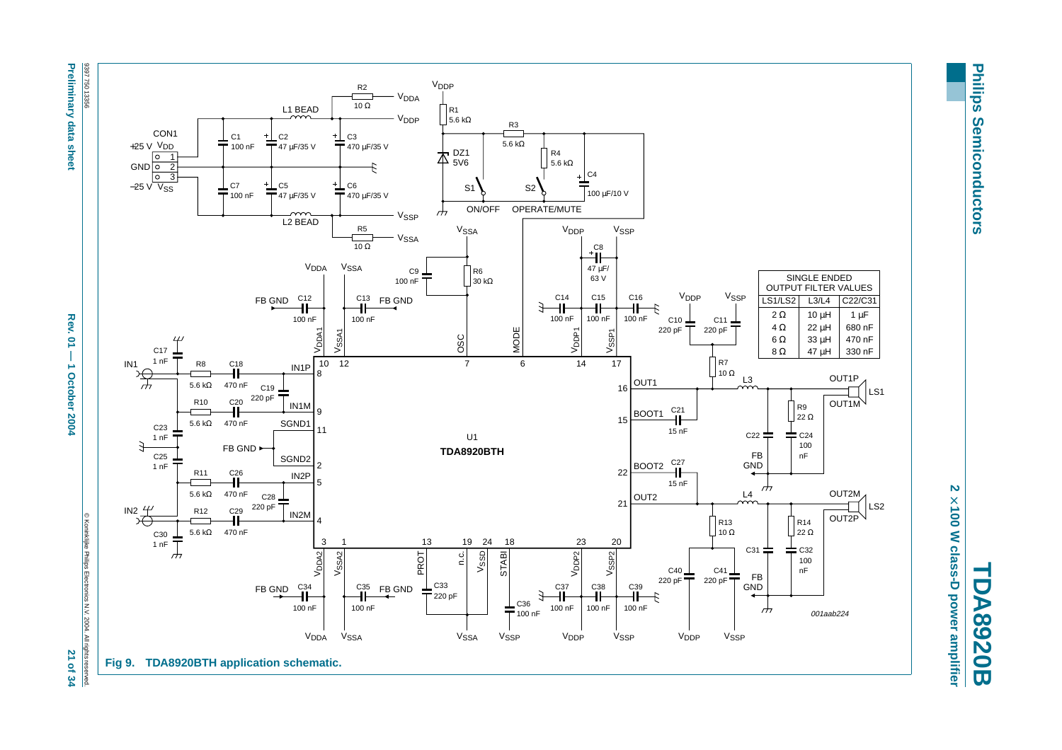| SINGLE ENDED OUTPUT FILTER VALUES | | |
| --- | --- | --- |
| LS1/LS2 | L3/L4 | C22/C31 |
| 2 Ω | 10 µH | 1 µF |
| 4 Ω | 22 µH | 680 nF |
| 6 Ω | 33 µH | 470 nF |
| 8 Ω | 47 µH | 330 nF |

001aab224

**Fig 9. TDA8920BTH application schematic.**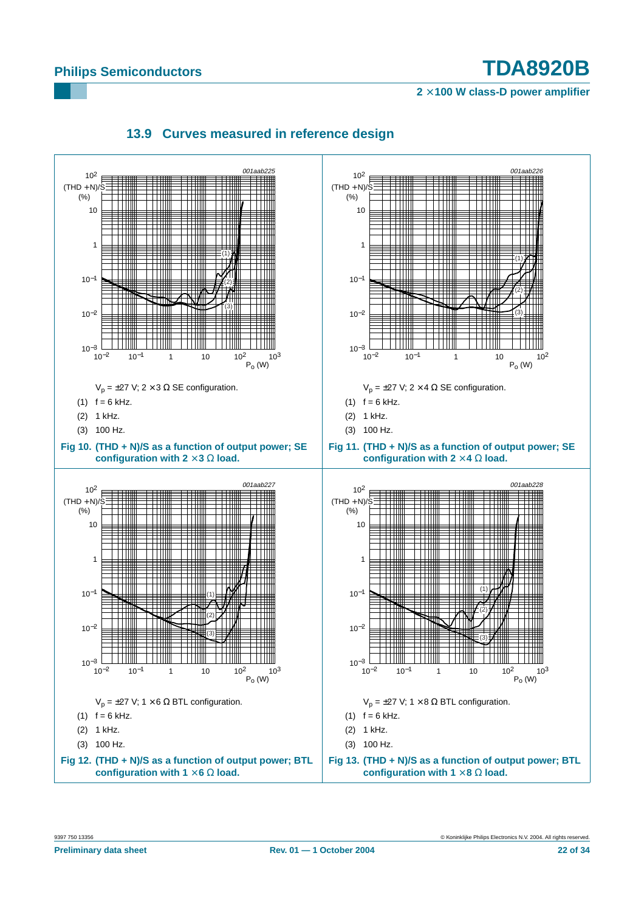### 13.9 Curves measured in reference design

$V_p$ = ±27 V; 2 × 3 Ω SE configuration.

(1) f = 6 kHz.

(2) 1 kHz.

(3) 100 Hz.

**Fig 10. (THD + N)/S as a function of output power; SE configuration with 2 × 3 Ω load.**

$V_p$ = ±27 V; 2 × 4 Ω SE configuration.

(1) f = 6 kHz.

(2) 1 kHz.

(3) 100 Hz.

**Fig 11. (THD + N)/S as a function of output power; SE configuration with 2 × 4 Ω load.**

$V_p$ = ±27 V; 1 × 6 Ω BTL configuration.

(1) f = 6 kHz.

(2) 1 kHz.

(3) 100 Hz.

**Fig 12. (THD + N)/S as a function of output power; BTL configuration with 1 × 6 Ω load.**

$V_p$ = ±27 V; 1 × 8 Ω BTL configuration.

(1) f = 6 kHz.

(2) 1 kHz.

(3) 100 Hz.

**Fig 13. (THD + N)/S as a function of output power; BTL configuration with 1 × 8 Ω load.**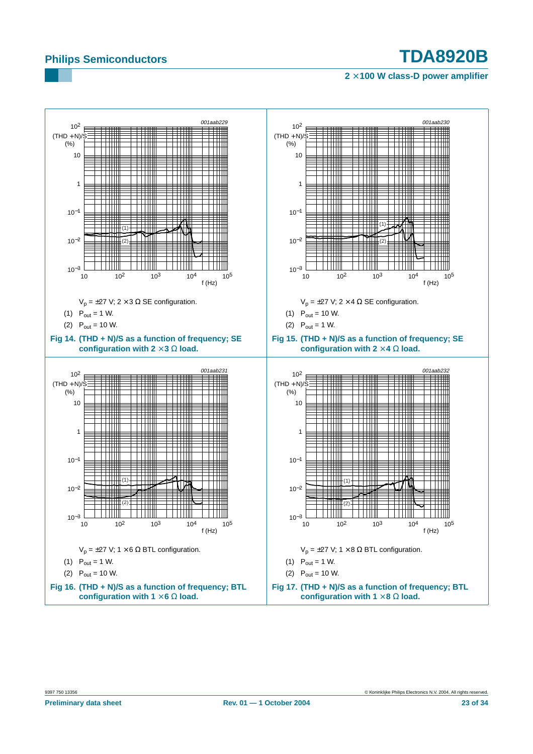$V_p = \pm 27$ V; 2 × 3 Ω SE configuration.

(1) $P_{out} = 1$ W.

(2) $P_{out} = 10$ W.

**Fig 14. (THD + N)/S as a function of frequency; SE configuration with 2 × 3 Ω load.**

$V_p = \pm 27$ V; 2 × 4 Ω SE configuration.

(1) $P_{out} = 10$ W.

(2) $P_{out} = 1$ W.

**Fig 15. (THD + N)/S as a function of frequency; SE configuration with 2 × 4 Ω load.**

$V_p = \pm 27$ V; 1 × 6 Ω BTL configuration.

(1) $P_{out} = 1$ W.

(2) $P_{out} = 10$ W.

**Fig 16. (THD + N)/S as a function of frequency; BTL configuration with 1 × 6 Ω load.**

$V_p = \pm 27$ V; 1 × 8 Ω BTL configuration.

(1) $P_{out} = 1$ W.

(2) $P_{out} = 10$ W.

**Fig 17. (THD + N)/S as a function of frequency; BTL configuration with 1 × 8 Ω load.**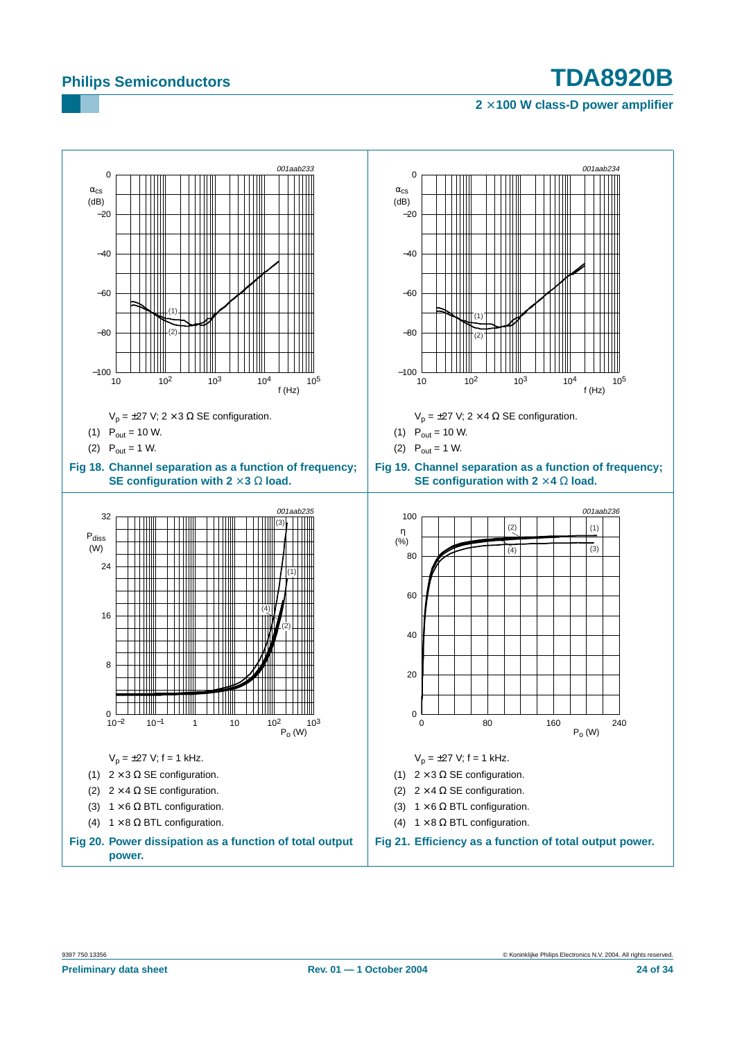$V_p$ = ±27 V; 2 × 3 Ω SE configuration.

(1) $P_{out}$ = 10 W.

(2) $P_{out}$ = 1 W.

**Fig 18. Channel separation as a function of frequency; SE configuration with 2 × 3 Ω load.**

$V_p$ = ±27 V; 2 × 4 Ω SE configuration.

(1) $P_{out}$ = 10 W.

(2) $P_{out}$ = 1 W.

**Fig 19. Channel separation as a function of frequency; SE configuration with 2 × 4 Ω load.**

$V_p$ = ±27 V; f = 1 kHz.

(1) 2 × 3 Ω SE configuration.

(2) 2 × 4 Ω SE configuration.

(3) 1 × 6 Ω BTL configuration.

(4) 1 × 8 Ω BTL configuration.

**Fig 20. Power dissipation as a function of total output power.**

$V_p$ = ±27 V; f = 1 kHz.

(1) 2 × 3 Ω SE configuration.

(2) 2 × 4 Ω SE configuration.

(3) 1 × 6 Ω BTL configuration.

(4) 1 × 8 Ω BTL configuration.

**Fig 21. Efficiency as a function of total output power.**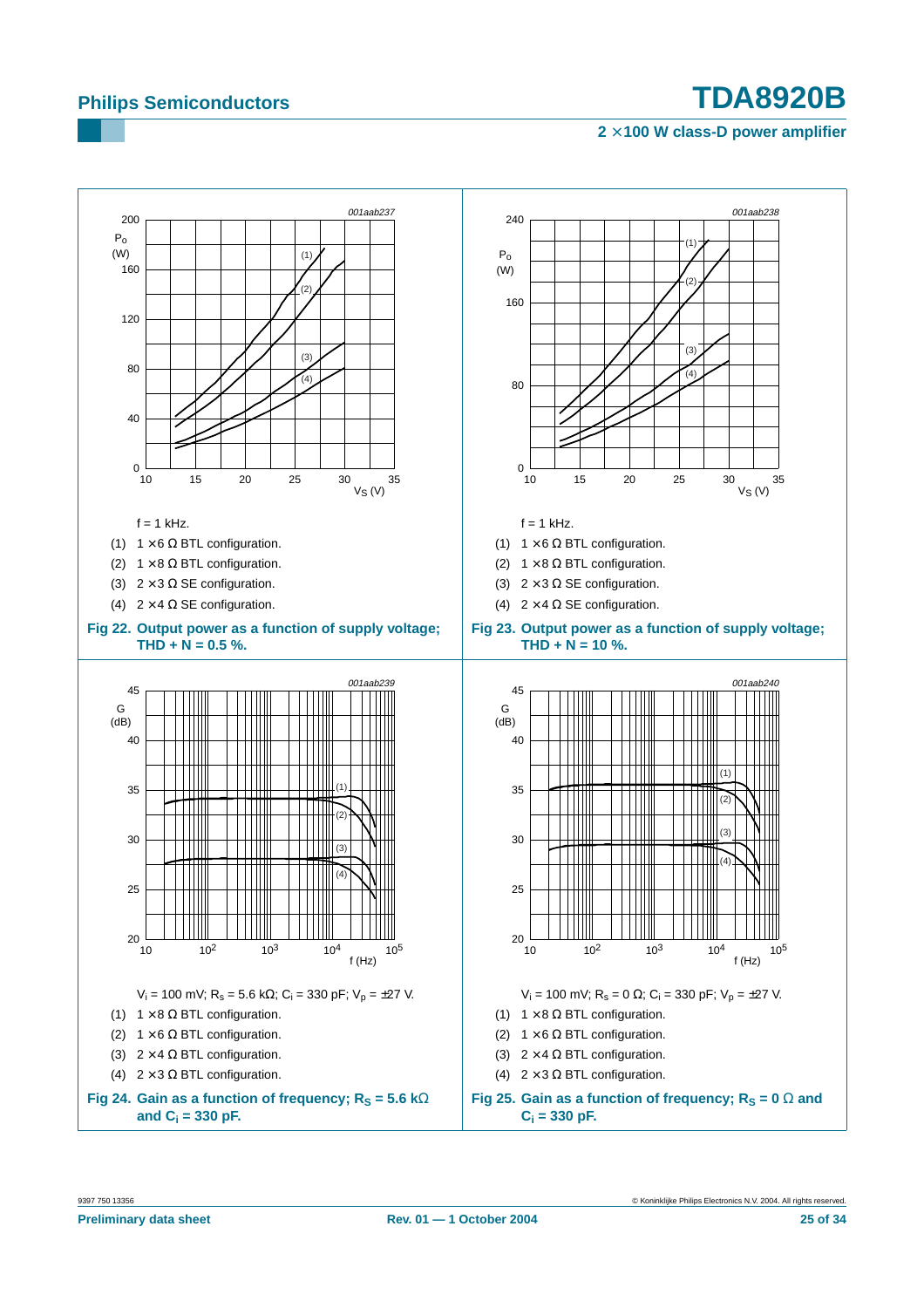f = 1 kHz.

(1) 1 × 6 Ω BTL configuration.

(2) 1 × 8 Ω BTL configuration.

(3) 2 × 3 Ω SE configuration.

(4) 2 × 4 Ω SE configuration.

**Fig 22. Output power as a function of supply voltage; THD + N = 0.5 %.**

f = 1 kHz.

(1) 1 × 6 Ω BTL configuration.

(2) 1 × 8 Ω BTL configuration.

(3) 2 × 3 Ω SE configuration.

(4) 2 × 4 Ω SE configuration.

**Fig 23. Output power as a function of supply voltage; THD + N = 10 %.**

$V_i$ = 100 mV; $R_s$ = 5.6 kΩ; $C_i$ = 330 pF; $V_p$ = ±27 V.

(1) 1 × 8 Ω BTL configuration.

(2) 1 × 6 Ω BTL configuration.

(3) 2 × 4 Ω BTL configuration.

(4) 2 × 3 Ω BTL configuration.

**Fig 24. Gain as a function of frequency; $R_S$ = 5.6 kΩ and $C_i$ = 330 pF.**

$V_i$ = 100 mV; $R_s$ = 0 Ω; $C_i$ = 330 pF; $V_p$ = ±27 V.

(1) 1 × 8 Ω BTL configuration.

(2) 1 × 6 Ω BTL configuration.

(3) 2 × 4 Ω BTL configuration.

(4) 2 × 3 Ω BTL configuration.

**Fig 25. Gain as a function of frequency; $R_S$ = 0 Ω and $C_i$ = 330 pF.**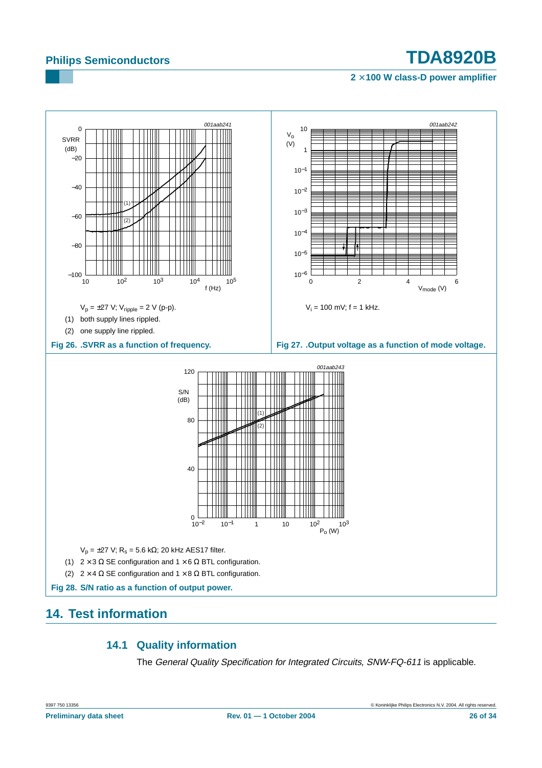$V_p$ = ±27 V; $V_{ripple}$ = 2 V (p-p).

(1) both supply lines rippled.

(2) one supply line rippled.

**Fig 26. .SVRR as a function of frequency.**

$V_i$ = 100 mV; f = 1 kHz.

**Fig 27. .Output voltage as a function of mode voltage.**

$V_p$ = ±27 V; $R_s$ = 5.6 kΩ; 20 kHz AES17 filter.

(1) 2 × 3 Ω SE configuration and 1 × 6 Ω BTL configuration.

(2) 2 × 4 Ω SE configuration and 1 × 8 Ω BTL configuration.

**Fig 28. S/N ratio as a function of output power.**

## 14. Test information

### 14.1 Quality information

The *General Quality Specification for Integrated Circuits, SNW-FQ-611* is applicable.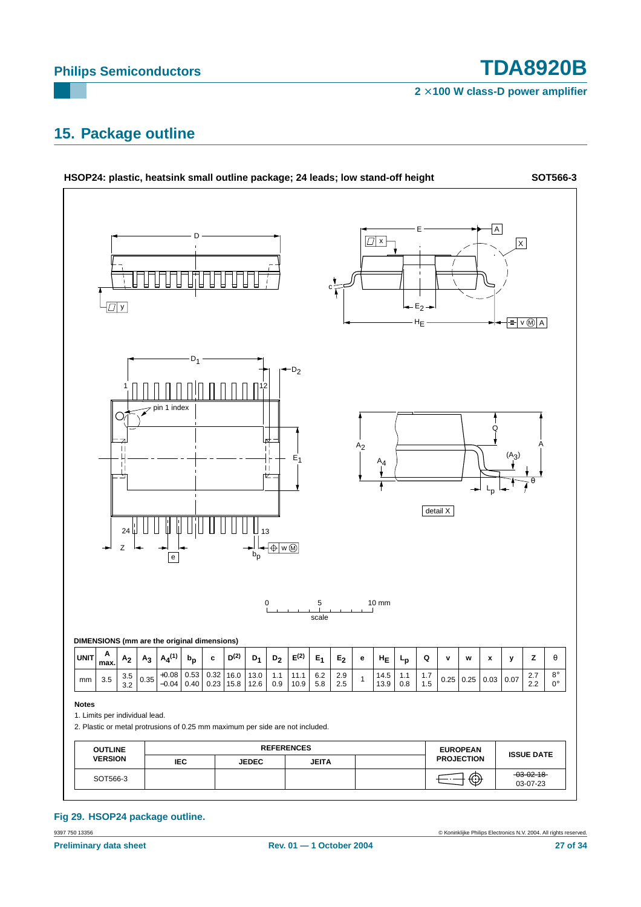## 15. Package outline

**HSOP24: plastic, heatsink small outline package; 24 leads; low stand-off height** — **SOT566-3**

DIMENSIONS (mm are the original dimensions)

| UNIT | A max. | $A_2$ | $A_3$ | $A_4$[1] | $b_p$ | c | D[2] | $D_1$ | $D_2$ | E[2] | $E_1$ | $E_2$ | e | $H_E$ | $L_p$ | Q | v | w | x | y | Z | θ |
|---|---|---|---|---|---|---|---|---|---|---|---|---|---|---|---|---|---|---|---|---|---|---|
| mm | 3.5 | 3.5 3.2 | 0.35 | +0.08 −0.04 | 0.53 0.40 | 0.32 0.23 | 16.0 15.8 | 13.0 12.6 | 1.1 0.9 | 11.1 10.9 | 6.2 5.8 | 2.9 2.5 | 1 | 14.5 13.9 | 1.1 0.8 | 1.7 1.5 | 0.25 | 0.25 | 0.03 | 0.07 | 2.7 2.2 | 8° 0° |

**Notes**

1. Limits per individual lead.
2. Plastic or metal protrusions of 0.25 mm maximum per side are not included.

| OUTLINE VERSION | REFERENCES | | | | EUROPEAN PROJECTION | ISSUE DATE |
|---|---|---|---|---|---|---|
| | IEC | JEDEC | JEITA | | | |
| SOT566-3 | | | | | | ~~03-02-18~~ 03-07-23 |

**Fig 29. HSOP24 package outline.**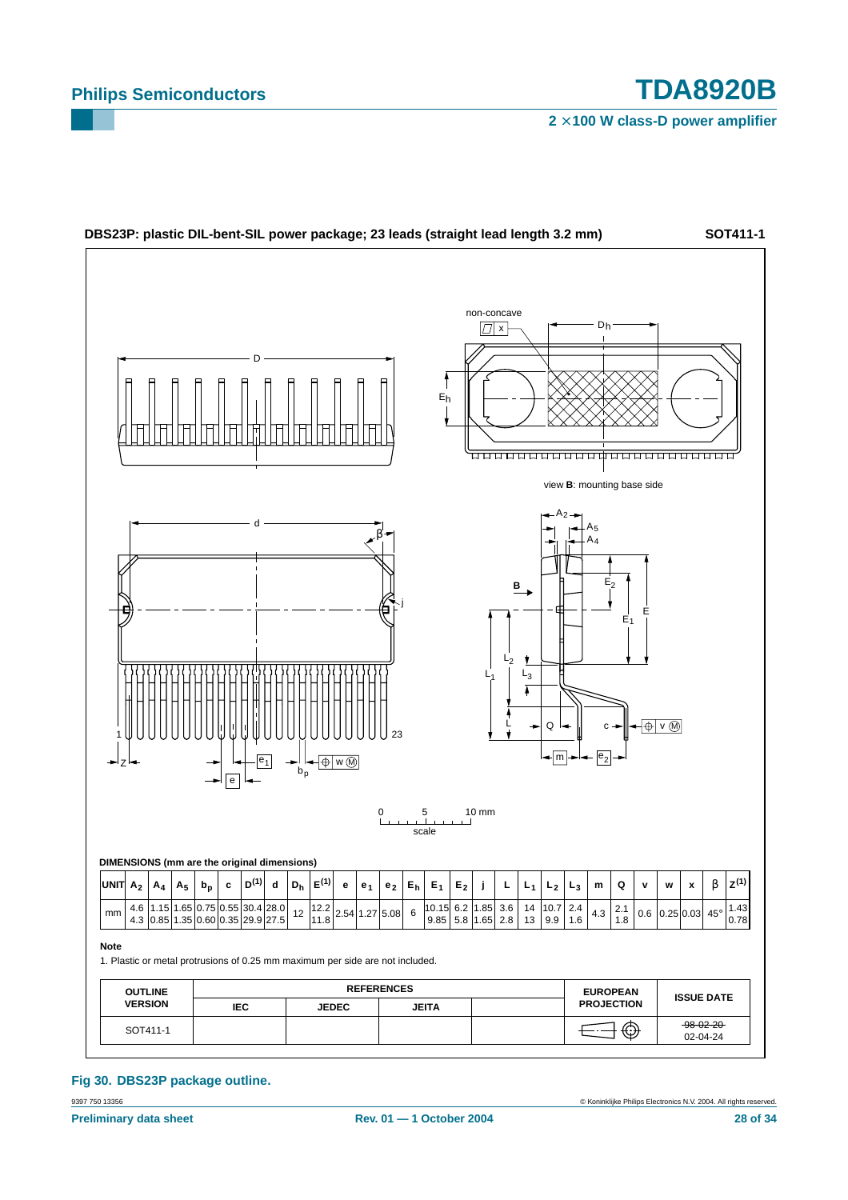**DBS23P: plastic DIL-bent-SIL power package; 23 leads (straight lead length 3.2 mm)** **SOT411-1**

view **B**: mounting base side

**DIMENSIONS (mm are the original dimensions)**

| UNIT | $A_2$ | $A_4$ | $A_5$ | $b_p$ | c | $D^{(1)}$ | d | $D_h$ | $E^{(1)}$ | e | $e_1$ | $e_2$ | $E_h$ | $E_1$ | $E_2$ | j | L | $L_1$ | $L_2$ | $L_3$ | m | Q | v | w | x | β | $Z^{(1)}$ |
|---|---|---|---|---|---|---|---|---|---|---|---|---|---|---|---|---|---|---|---|---|---|---|---|---|---|---|---|
| mm | 4.6<br>4.3 | 1.15<br>0.85 | 1.65<br>1.35 | 0.75<br>0.60 | 0.55<br>0.35 | 30.4<br>29.9 | 28.0<br>27.5 | 12 | 12.2<br>11.8 | 2.54 | 1.27 | 5.08 | 6 | 10.15<br>9.85 | 6.2<br>5.8 | 1.85<br>1.65 | 3.6<br>2.8 | 14<br>13 | 10.7<br>9.9 | 2.4<br>1.6 | 4.3 | 2.1<br>1.8 | 0.6 | 0.25 | 0.03 | 45° | 1.43<br>0.78 |

**Note**

1. Plastic or metal protrusions of 0.25 mm maximum per side are not included.

| OUTLINE VERSION | REFERENCES | | | | EUROPEAN PROJECTION | ISSUE DATE |
|---|---|---|---|---|---|---|
| | IEC | JEDEC | JEITA | | | |
| SOT411-1 | | | | | | ~~98-02-20~~<br>02-04-24 |

**Fig 30. DBS23P package outline.**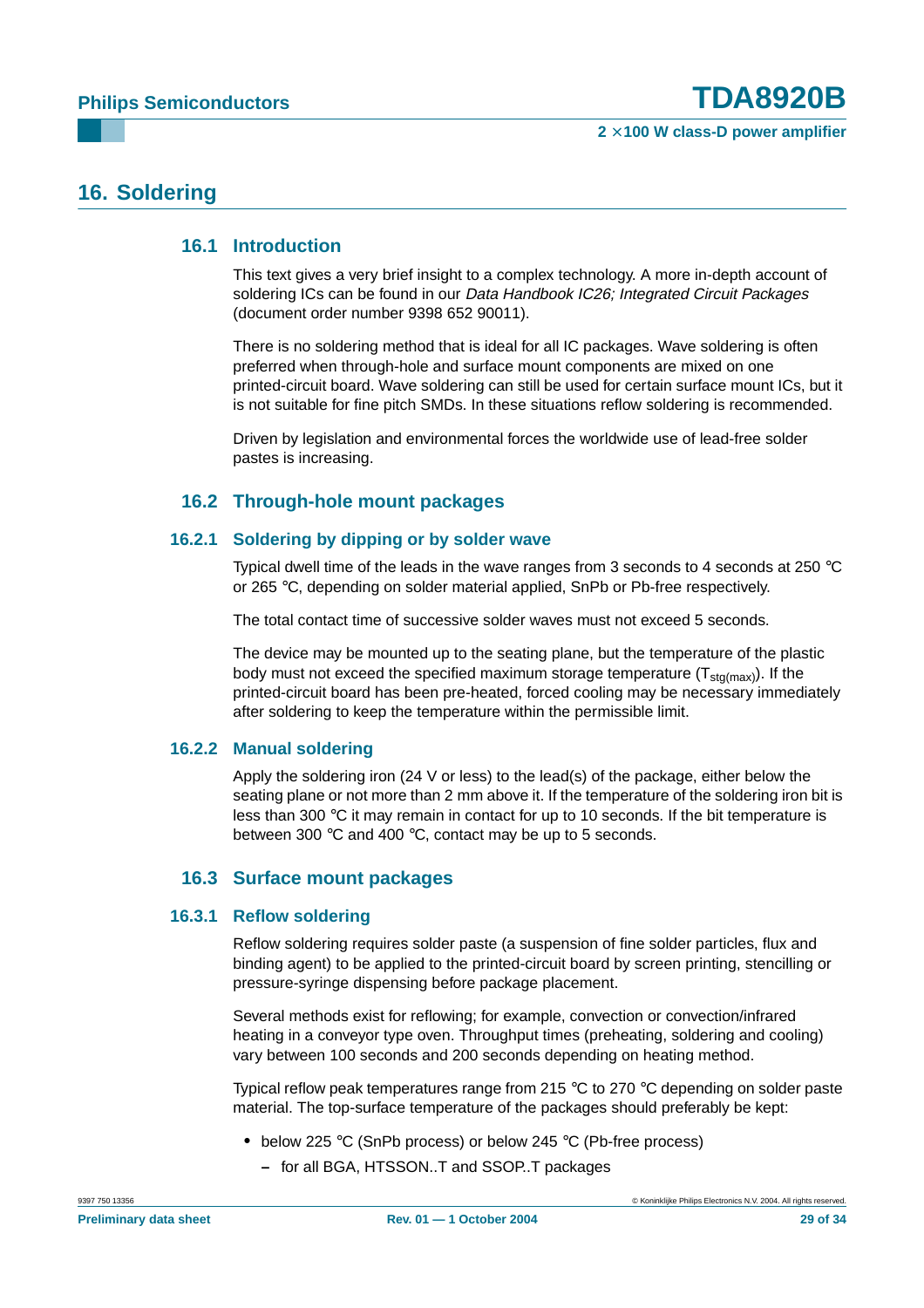# 16. Soldering

## 16.1 Introduction

This text gives a very brief insight to a complex technology. A more in-depth account of soldering ICs can be found in our *Data Handbook IC26; Integrated Circuit Packages* (document order number 9398 652 90011).

There is no soldering method that is ideal for all IC packages. Wave soldering is often preferred when through-hole and surface mount components are mixed on one printed-circuit board. Wave soldering can still be used for certain surface mount ICs, but it is not suitable for fine pitch SMDs. In these situations reflow soldering is recommended.

Driven by legislation and environmental forces the worldwide use of lead-free solder pastes is increasing.

## 16.2 Through-hole mount packages

### 16.2.1 Soldering by dipping or by solder wave

Typical dwell time of the leads in the wave ranges from 3 seconds to 4 seconds at 250 °C or 265 °C, depending on solder material applied, SnPb or Pb-free respectively.

The total contact time of successive solder waves must not exceed 5 seconds.

The device may be mounted up to the seating plane, but the temperature of the plastic body must not exceed the specified maximum storage temperature ($T_{stg(max)}$). If the printed-circuit board has been pre-heated, forced cooling may be necessary immediately after soldering to keep the temperature within the permissible limit.

### 16.2.2 Manual soldering

Apply the soldering iron (24 V or less) to the lead(s) of the package, either below the seating plane or not more than 2 mm above it. If the temperature of the soldering iron bit is less than 300 °C it may remain in contact for up to 10 seconds. If the bit temperature is between 300 °C and 400 °C, contact may be up to 5 seconds.

## 16.3 Surface mount packages

### 16.3.1 Reflow soldering

Reflow soldering requires solder paste (a suspension of fine solder particles, flux and binding agent) to be applied to the printed-circuit board by screen printing, stencilling or pressure-syringe dispensing before package placement.

Several methods exist for reflowing; for example, convection or convection/infrared heating in a conveyor type oven. Throughput times (preheating, soldering and cooling) vary between 100 seconds and 200 seconds depending on heating method.

Typical reflow peak temperatures range from 215 °C to 270 °C depending on solder paste material. The top-surface temperature of the packages should preferably be kept:

- below 225 °C (SnPb process) or below 245 °C (Pb-free process)
  - for all BGA, HTSSON..T and SSOP..T packages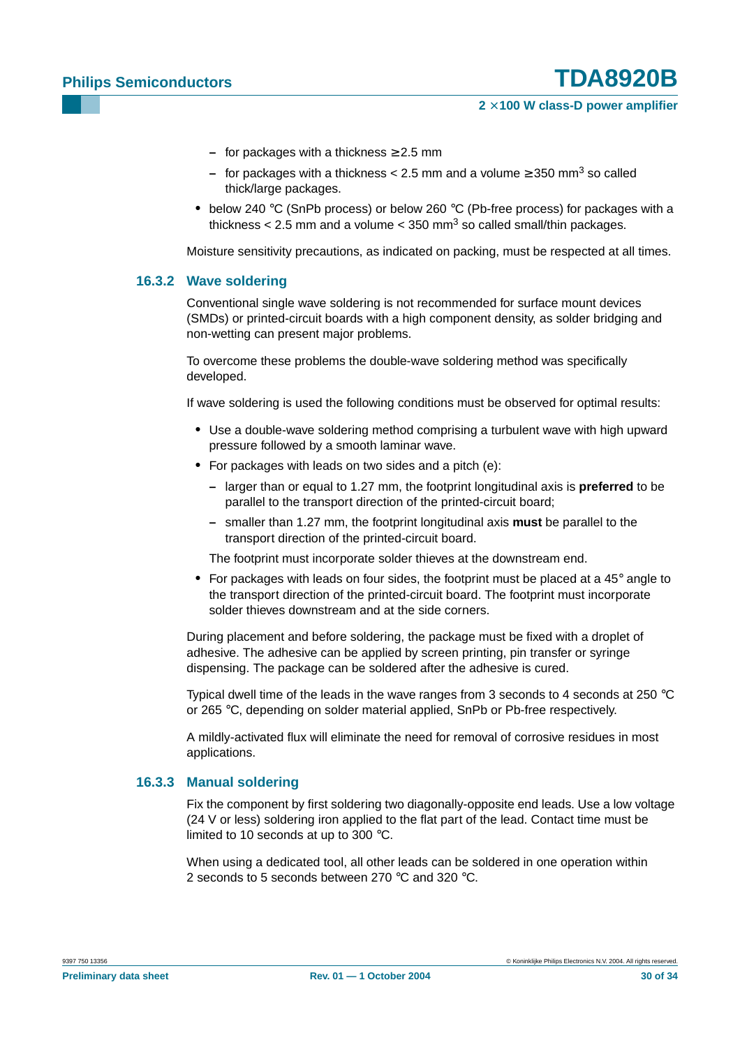- for packages with a thickness ≥ 2.5 mm
   - for packages with a thickness < 2.5 mm and a volume ≥ 350 mm$^3$ so called thick/large packages.
- below 240 °C (SnPb process) or below 260 °C (Pb-free process) for packages with a thickness < 2.5 mm and a volume < 350 mm$^3$ so called small/thin packages.

Moisture sensitivity precautions, as indicated on packing, must be respected at all times.

### 16.3.2 Wave soldering

Conventional single wave soldering is not recommended for surface mount devices (SMDs) or printed-circuit boards with a high component density, as solder bridging and non-wetting can present major problems.

To overcome these problems the double-wave soldering method was specifically developed.

If wave soldering is used the following conditions must be observed for optimal results:

- Use a double-wave soldering method comprising a turbulent wave with high upward pressure followed by a smooth laminar wave.
- For packages with leads on two sides and a pitch (e):
   - larger than or equal to 1.27 mm, the footprint longitudinal axis is **preferred** to be parallel to the transport direction of the printed-circuit board;
   - smaller than 1.27 mm, the footprint longitudinal axis **must** be parallel to the transport direction of the printed-circuit board.

  The footprint must incorporate solder thieves at the downstream end.
- For packages with leads on four sides, the footprint must be placed at a 45° angle to the transport direction of the printed-circuit board. The footprint must incorporate solder thieves downstream and at the side corners.

During placement and before soldering, the package must be fixed with a droplet of adhesive. The adhesive can be applied by screen printing, pin transfer or syringe dispensing. The package can be soldered after the adhesive is cured.

Typical dwell time of the leads in the wave ranges from 3 seconds to 4 seconds at 250 °C or 265 °C, depending on solder material applied, SnPb or Pb-free respectively.

A mildly-activated flux will eliminate the need for removal of corrosive residues in most applications.

### 16.3.3 Manual soldering

Fix the component by first soldering two diagonally-opposite end leads. Use a low voltage (24 V or less) soldering iron applied to the flat part of the lead. Contact time must be limited to 10 seconds at up to 300 °C.

When using a dedicated tool, all other leads can be soldered in one operation within 2 seconds to 5 seconds between 270 °C and 320 °C.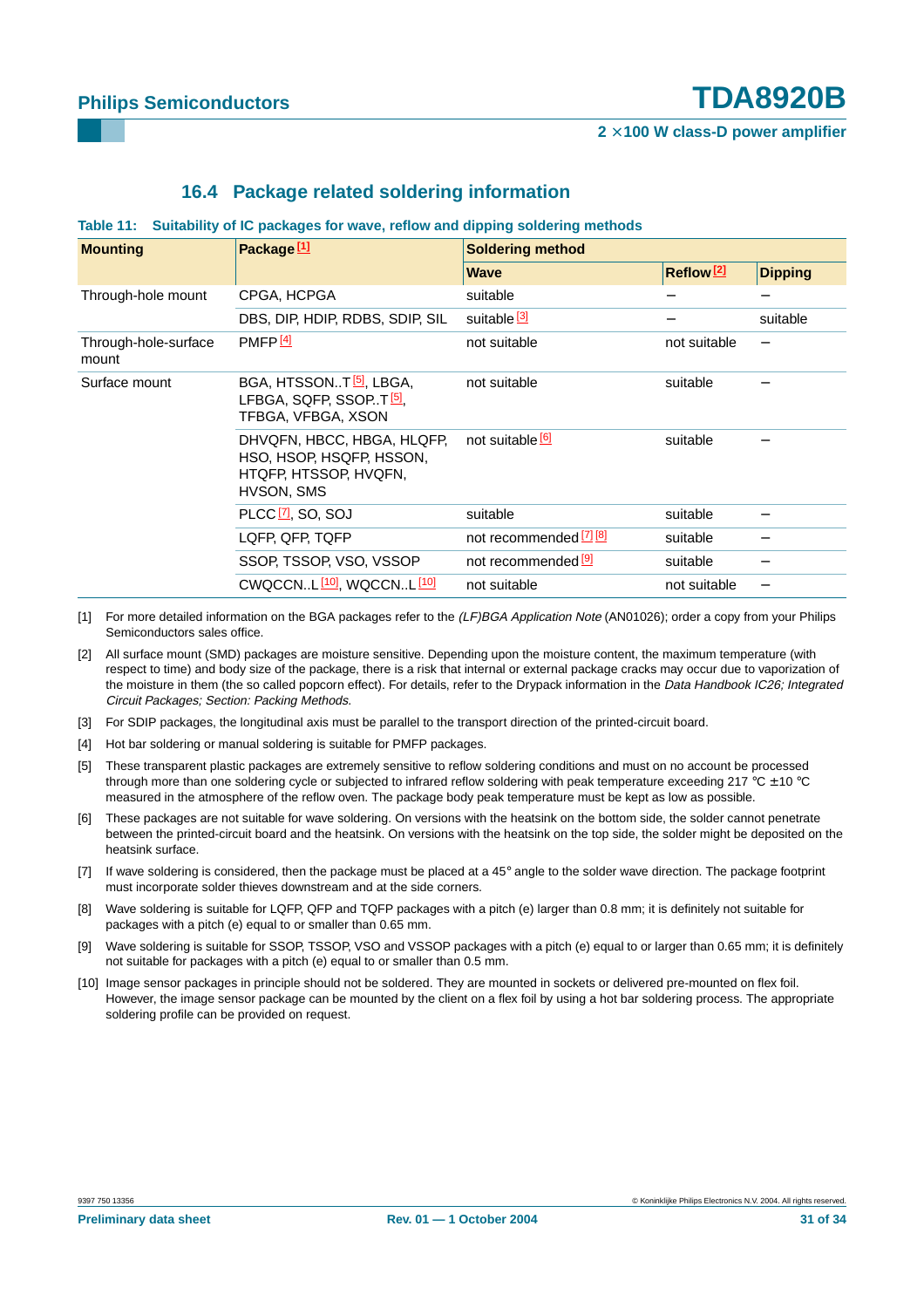### 16.4 Package related soldering information

**Table 11: Suitability of IC packages for wave, reflow and dipping soldering methods**

| Mounting | Package [1] | Soldering method | | |
|---|---|---|---|---|
| | | Wave | Reflow [2] | Dipping |
| Through-hole mount | CPGA, HCPGA | suitable | − | − |
| | DBS, DIP, HDIP, RDBS, SDIP, SIL | suitable [3] | − | suitable |
| Through-hole-surface mount | PMFP [4] | not suitable | not suitable | − |
| Surface mount | BGA, HTSSON..T [5], LBGA, LFBGA, SQFP, SSOP..T [5], TFBGA, VFBGA, XSON | not suitable | suitable | − |
| | DHVQFN, HBCC, HBGA, HLQFP, HSO, HSOP, HSQFP, HSSON, HTQFP, HTSSOP, HVQFN, HVSON, SMS | not suitable [6] | suitable | − |
| | PLCC [7], SO, SOJ | suitable | suitable | − |
| | LQFP, QFP, TQFP | not recommended [7] [8] | suitable | − |
| | SSOP, TSSOP, VSO, VSSOP | not recommended [9] | suitable | − |
| | CWQCCN..L [10], WQCCN..L [10] | not suitable | not suitable | − |

[1] For more detailed information on the BGA packages refer to the *(LF)BGA Application Note* (AN01026); order a copy from your Philips Semiconductors sales office.

[2] All surface mount (SMD) packages are moisture sensitive. Depending upon the moisture content, the maximum temperature (with respect to time) and body size of the package, there is a risk that internal or external package cracks may occur due to vaporization of the moisture in them (the so called popcorn effect). For details, refer to the Drypack information in the *Data Handbook IC26; Integrated Circuit Packages; Section: Packing Methods*.

[3] For SDIP packages, the longitudinal axis must be parallel to the transport direction of the printed-circuit board.

[4] Hot bar soldering or manual soldering is suitable for PMFP packages.

[5] These transparent plastic packages are extremely sensitive to reflow soldering conditions and must on no account be processed through more than one soldering cycle or subjected to infrared reflow soldering with peak temperature exceeding 217 °C ± 10 °C measured in the atmosphere of the reflow oven. The package body peak temperature must be kept as low as possible.

[6] These packages are not suitable for wave soldering. On versions with the heatsink on the bottom side, the solder cannot penetrate between the printed-circuit board and the heatsink. On versions with the heatsink on the top side, the solder might be deposited on the heatsink surface.

[7] If wave soldering is considered, then the package must be placed at a 45° angle to the solder wave direction. The package footprint must incorporate solder thieves downstream and at the side corners.

[8] Wave soldering is suitable for LQFP, QFP and TQFP packages with a pitch (e) larger than 0.8 mm; it is definitely not suitable for packages with a pitch (e) equal to or smaller than 0.65 mm.

[9] Wave soldering is suitable for SSOP, TSSOP, VSO and VSSOP packages with a pitch (e) equal to or larger than 0.65 mm; it is definitely not suitable for packages with a pitch (e) equal to or smaller than 0.5 mm.

[10] Image sensor packages in principle should not be soldered. They are mounted in sockets or delivered pre-mounted on flex foil. However, the image sensor package can be mounted by the client on a flex foil by using a hot bar soldering process. The appropriate soldering profile can be provided on request.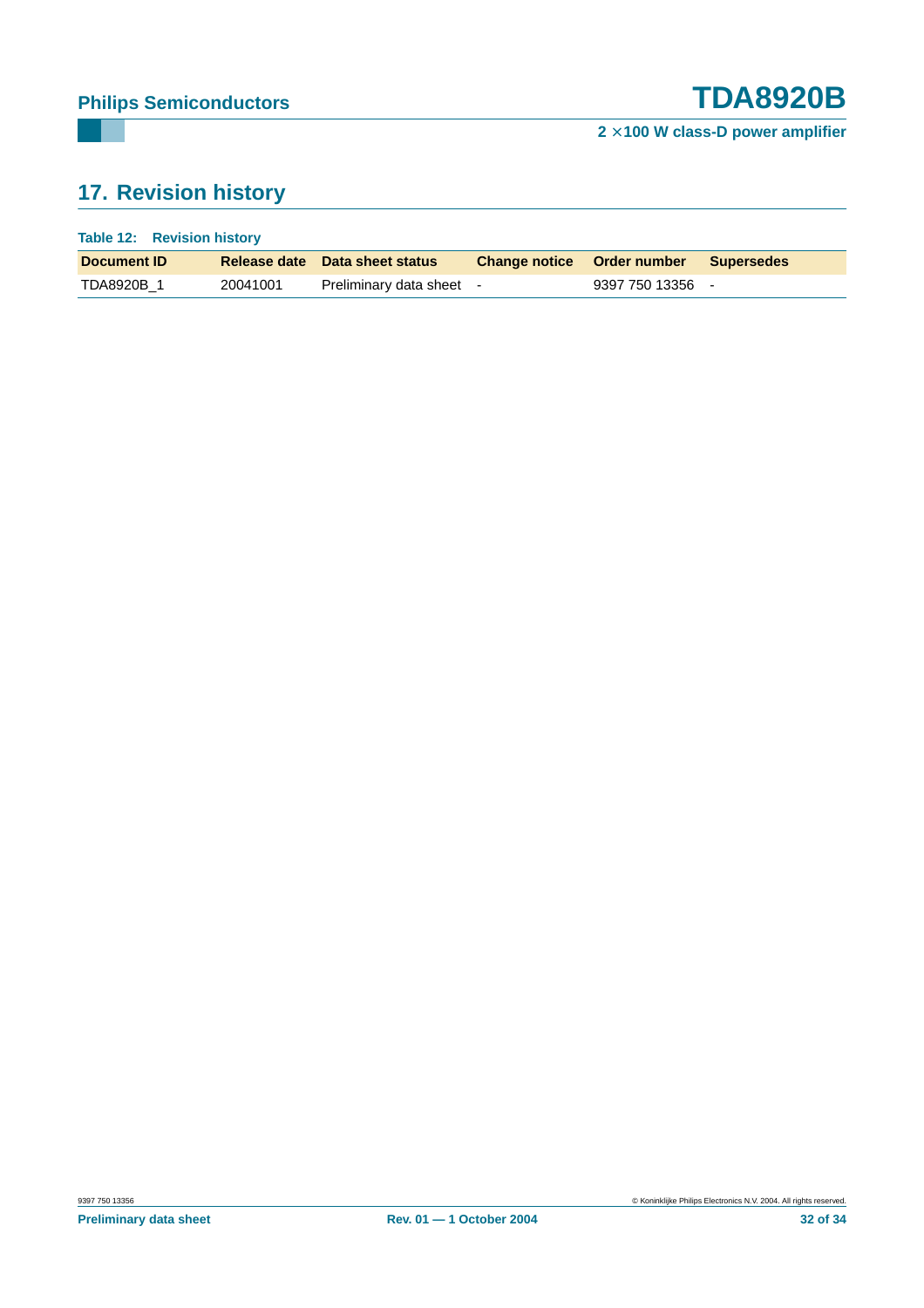## 17. Revision history

**Table 12: Revision history**

| Document ID | Release date | Data sheet status | Change notice | Order number | Supersedes |
|---|---|---|---|---|---|
| TDA8920B_1 | 20041001 | Preliminary data sheet | - | 9397 750 13356 | - |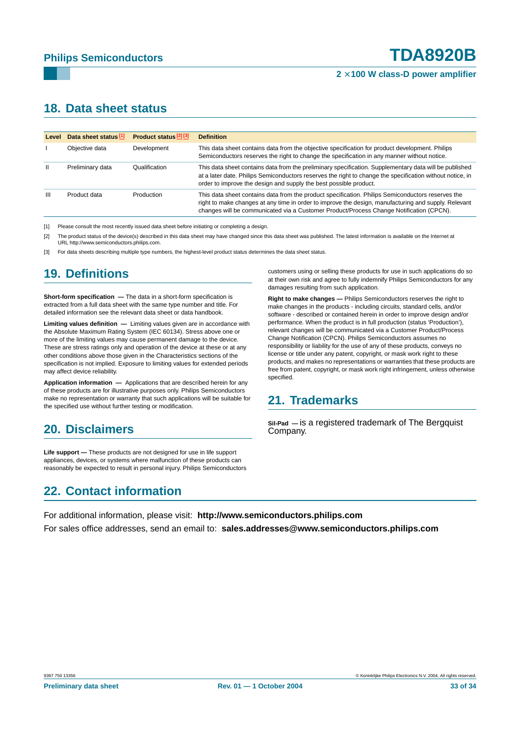## 18. Data sheet status

| Level | Data sheet status [1] | Product status [2] [3] | Definition |
|---|---|---|---|
| I | Objective data | Development | This data sheet contains data from the objective specification for product development. Philips Semiconductors reserves the right to change the specification in any manner without notice. |
| II | Preliminary data | Qualification | This data sheet contains data from the preliminary specification. Supplementary data will be published at a later date. Philips Semiconductors reserves the right to change the specification without notice, in order to improve the design and supply the best possible product. |
| III | Product data | Production | This data sheet contains data from the product specification. Philips Semiconductors reserves the right to make changes at any time in order to improve the design, manufacturing and supply. Relevant changes will be communicated via a Customer Product/Process Change Notification (CPCN). |

[1] Please consult the most recently issued data sheet before initiating or completing a design.

[2] The product status of the device(s) described in this data sheet may have changed since this data sheet was published. The latest information is available on the Internet at URL http://www.semiconductors.philips.com.

[3] For data sheets describing multiple type numbers, the highest-level product status determines the data sheet status.

## 19. Definitions

**Short-form specification —** The data in a short-form specification is extracted from a full data sheet with the same type number and title. For detailed information see the relevant data sheet or data handbook.

**Limiting values definition —** Limiting values given are in accordance with the Absolute Maximum Rating System (IEC 60134). Stress above one or more of the limiting values may cause permanent damage to the device. These are stress ratings only and operation of the device at these or at any other conditions above those given in the Characteristics sections of the specification is not implied. Exposure to limiting values for extended periods may affect device reliability.

**Application information —** Applications that are described herein for any of these products are for illustrative purposes only. Philips Semiconductors make no representation or warranty that such applications will be suitable for the specified use without further testing or modification.

## 20. Disclaimers

**Life support —** These products are not designed for use in life support appliances, devices, or systems where malfunction of these products can reasonably be expected to result in personal injury. Philips Semiconductors customers using or selling these products for use in such applications do so at their own risk and agree to fully indemnify Philips Semiconductors for any damages resulting from such application.

**Right to make changes —** Philips Semiconductors reserves the right to make changes in the products - including circuits, standard cells, and/or software - described or contained herein in order to improve design and/or performance. When the product is in full production (status 'Production'), relevant changes will be communicated via a Customer Product/Process Change Notification (CPCN). Philips Semiconductors assumes no responsibility or liability for the use of any of these products, conveys no license or title under any patent, copyright, or mask work right to these products, and makes no representations or warranties that these products are free from patent, copyright, or mask work right infringement, unless otherwise specified.

## 21. Trademarks

**Sil-Pad —** is a registered trademark of The Bergquist Company.

## 22. Contact information

For additional information, please visit: **http://www.semiconductors.philips.com**

For sales office addresses, send an email to: **sales.addresses@www.semiconductors.philips.com**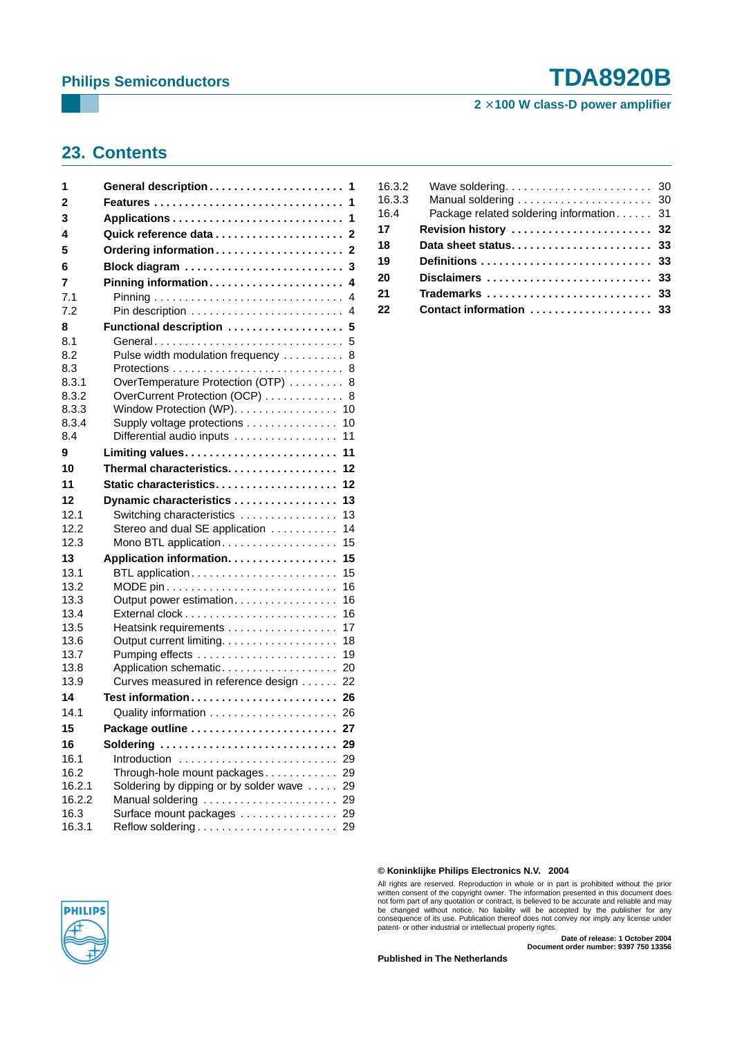## 23. Contents

| | | |
|---|---|---|
| **1** | **General description** | **1** |
| **2** | **Features** | **1** |
| **3** | **Applications** | **1** |
| **4** | **Quick reference data** | **2** |
| **5** | **Ordering information** | **2** |
| **6** | **Block diagram** | **3** |
| **7** | **Pinning information** | **4** |
| 7.1 | Pinning | 4 |
| 7.2 | Pin description | 4 |
| **8** | **Functional description** | **5** |
| 8.1 | General | 5 |
| 8.2 | Pulse width modulation frequency | 8 |
| 8.3 | Protections | 8 |
| 8.3.1 | OverTemperature Protection (OTP) | 8 |
| 8.3.2 | OverCurrent Protection (OCP) | 8 |
| 8.3.3 | Window Protection (WP) | 10 |
| 8.3.4 | Supply voltage protections | 10 |
| 8.4 | Differential audio inputs | 11 |
| **9** | **Limiting values** | **11** |
| **10** | **Thermal characteristics** | **12** |
| **11** | **Static characteristics** | **12** |
| **12** | **Dynamic characteristics** | **13** |
| 12.1 | Switching characteristics | 13 |
| 12.2 | Stereo and dual SE application | 14 |
| 12.3 | Mono BTL application | 15 |
| **13** | **Application information** | **15** |
| 13.1 | BTL application | 15 |
| 13.2 | MODE pin | 16 |
| 13.3 | Output power estimation | 16 |
| 13.4 | External clock | 16 |
| 13.5 | Heatsink requirements | 17 |
| 13.6 | Output current limiting | 18 |
| 13.7 | Pumping effects | 19 |
| 13.8 | Application schematic | 20 |
| 13.9 | Curves measured in reference design | 22 |
| **14** | **Test information** | **26** |
| 14.1 | Quality information | 26 |
| **15** | **Package outline** | **27** |
| **16** | **Soldering** | **29** |
| 16.1 | Introduction | 29 |
| 16.2 | Through-hole mount packages | 29 |
| 16.2.1 | Soldering by dipping or by solder wave | 29 |
| 16.2.2 | Manual soldering | 29 |
| 16.3 | Surface mount packages | 29 |
| 16.3.1 | Reflow soldering | 29 |
| 16.3.2 | Wave soldering | 30 |
| 16.3.3 | Manual soldering | 30 |
| 16.4 | Package related soldering information | 31 |
| **17** | **Revision history** | **32** |
| **18** | **Data sheet status** | **33** |
| **19** | **Definitions** | **33** |
| **20** | **Disclaimers** | **33** |
| **21** | **Trademarks** | **33** |
| **22** | **Contact information** | **33** |

**© Koninklijke Philips Electronics N.V. 2004**

All rights are reserved. Reproduction in whole or in part is prohibited without the prior written consent of the copyright owner. The information presented in this document does not form part of any quotation or contract, is believed to be accurate and reliable and may be changed without notice. No liability will be accepted by the publisher for any consequence of its use. Publication thereof does not convey nor imply any license under patent- or other industrial or intellectual property rights.

**Date of release: 1 October 2004**
**Document order number: 9397 750 13356**

**Published in The Netherlands**